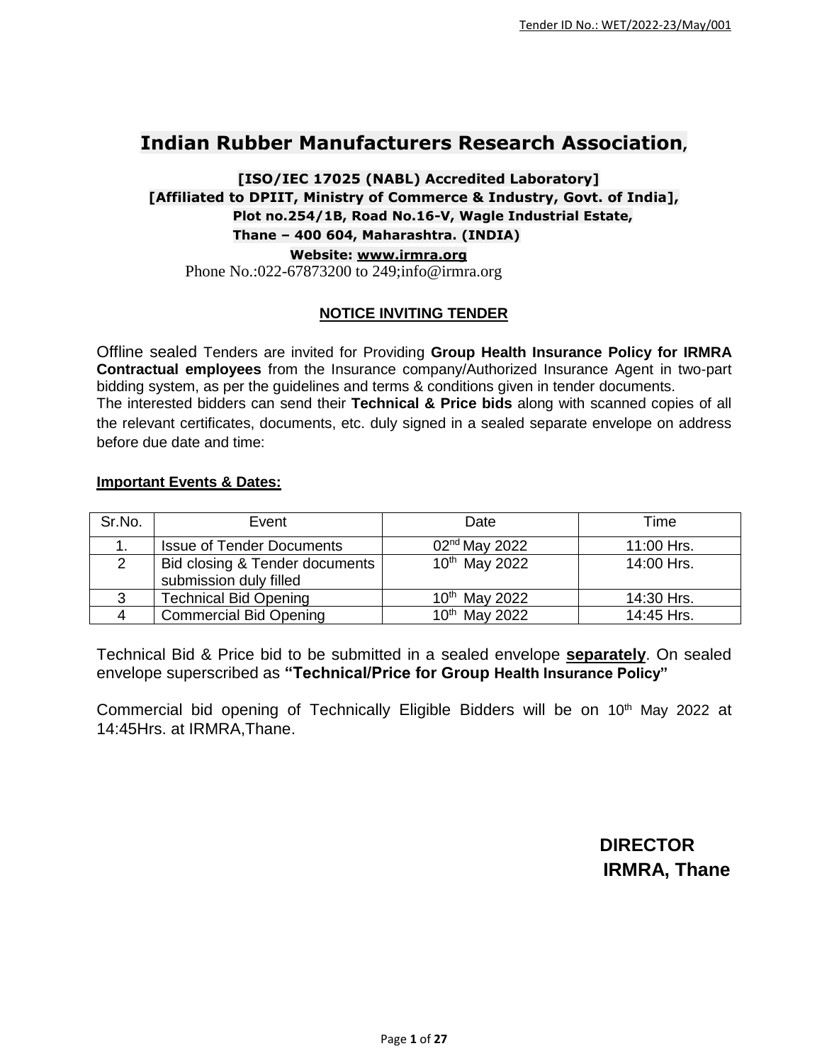# Indian Rubber Manufacturers Research Association,

**[ISO/IEC 17025 (NABL) Accredited Laboratory]**
**[Affiliated to DPIIT, Ministry of Commerce & Industry, Govt. of India],**
**Plot no.254/1B, Road No.16-V, Wagle Industrial Estate,**
**Thane – 400 604, Maharashtra. (INDIA)**
**Website: www.irmra.org**
Phone No.:022-67873200 to 249;info@irmra.org

## NOTICE INVITING TENDER

Offline sealed Tenders are invited for Providing **Group Health Insurance Policy for IRMRA Contractual employees** from the Insurance company/Authorized Insurance Agent in two-part bidding system, as per the guidelines and terms & conditions given in tender documents.
The interested bidders can send their **Technical & Price bids** along with scanned copies of all the relevant certificates, documents, etc. duly signed in a sealed separate envelope on address before due date and time:

**Important Events & Dates:**

| Sr.No. | Event | Date | Time |
|---|---|---|---|
| 1. | Issue of Tender Documents | 02nd May 2022 | 11:00 Hrs. |
| 2 | Bid closing & Tender documents submission duly filled | 10th May 2022 | 14:00 Hrs. |
| 3 | Technical Bid Opening | 10th May 2022 | 14:30 Hrs. |
| 4 | Commercial Bid Opening | 10th May 2022 | 14:45 Hrs. |

Technical Bid & Price bid to be submitted in a sealed envelope **separately**. On sealed envelope superscribed as **"Technical/Price for Group Health Insurance Policy"**

Commercial bid opening of Technically Eligible Bidders will be on 10th May 2022 at 14:45Hrs. at IRMRA,Thane.

**DIRECTOR**
**IRMRA, Thane**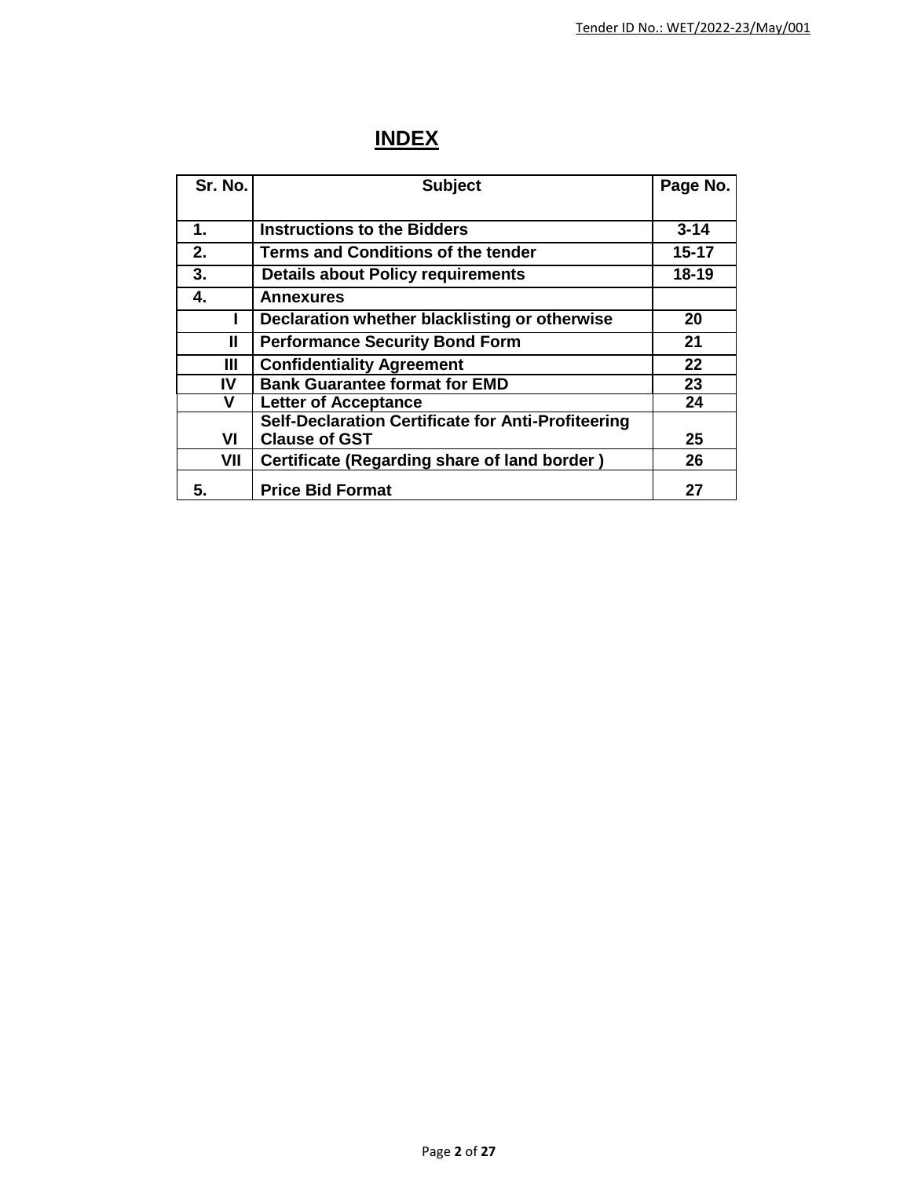# INDEX

| Sr. No. | Subject | Page No. |
|---|---|---|
| 1. | **Instructions to the Bidders** | 3-14 |
| 2. | **Terms and Conditions of the tender** | 15-17 |
| 3. | **Details about Policy requirements** | 18-19 |
| 4. | **Annexures** | |
| I | **Declaration whether blacklisting or otherwise** | 20 |
| II | **Performance Security Bond Form** | 21 |
| III | **Confidentiality Agreement** | 22 |
| IV | **Bank Guarantee format for EMD** | 23 |
| V | **Letter of Acceptance** | 24 |
| VI | **Self-Declaration Certificate for Anti-Profiteering Clause of GST** | 25 |
| VII | **Certificate (Regarding share of land border )** | 26 |
| 5. | **Price Bid Format** | 27 |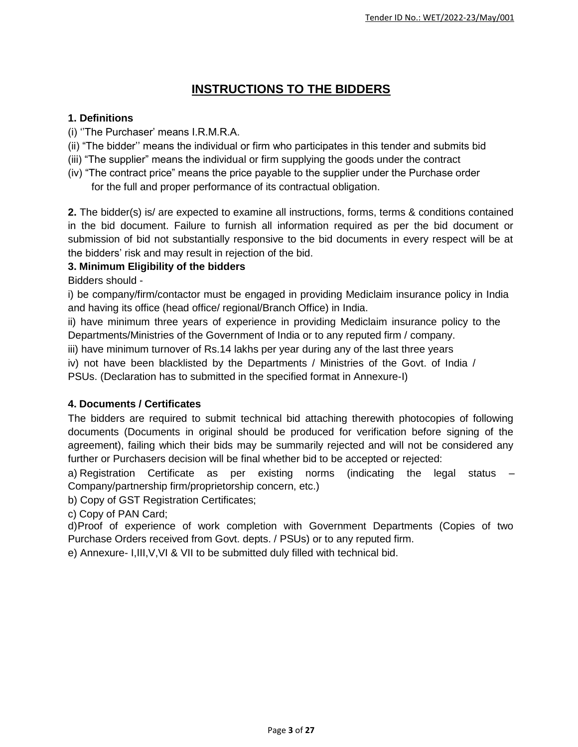# INSTRUCTIONS TO THE BIDDERS

**1. Definitions**

(i) ''The Purchaser' means I.R.M.R.A.

(ii) "The bidder'' means the individual or firm who participates in this tender and submits bid

(iii) "The supplier" means the individual or firm supplying the goods under the contract

(iv) "The contract price" means the price payable to the supplier under the Purchase order for the full and proper performance of its contractual obligation.

**2.** The bidder(s) is/ are expected to examine all instructions, forms, terms & conditions contained in the bid document. Failure to furnish all information required as per the bid document or submission of bid not substantially responsive to the bid documents in every respect will be at the bidders' risk and may result in rejection of the bid.

**3. Minimum Eligibility of the bidders**

Bidders should -

i) be company/firm/contactor must be engaged in providing Mediclaim insurance policy in India and having its office (head office/ regional/Branch Office) in India.

ii) have minimum three years of experience in providing Mediclaim insurance policy to the Departments/Ministries of the Government of India or to any reputed firm / company.

iii) have minimum turnover of Rs.14 lakhs per year during any of the last three years

iv) not have been blacklisted by the Departments / Ministries of the Govt. of India / PSUs. (Declaration has to submitted in the specified format in Annexure-I)

**4. Documents / Certificates**

The bidders are required to submit technical bid attaching therewith photocopies of following documents (Documents in original should be produced for verification before signing of the agreement), failing which their bids may be summarily rejected and will not be considered any further or Purchasers decision will be final whether bid to be accepted or rejected:

a) Registration Certificate as per existing norms (indicating the legal status – Company/partnership firm/proprietorship concern, etc.)

b) Copy of GST Registration Certificates;

c) Copy of PAN Card;

d) Proof of experience of work completion with Government Departments (Copies of two Purchase Orders received from Govt. depts. / PSUs) or to any reputed firm.

e) Annexure- I,III,V,VI & VII to be submitted duly filled with technical bid.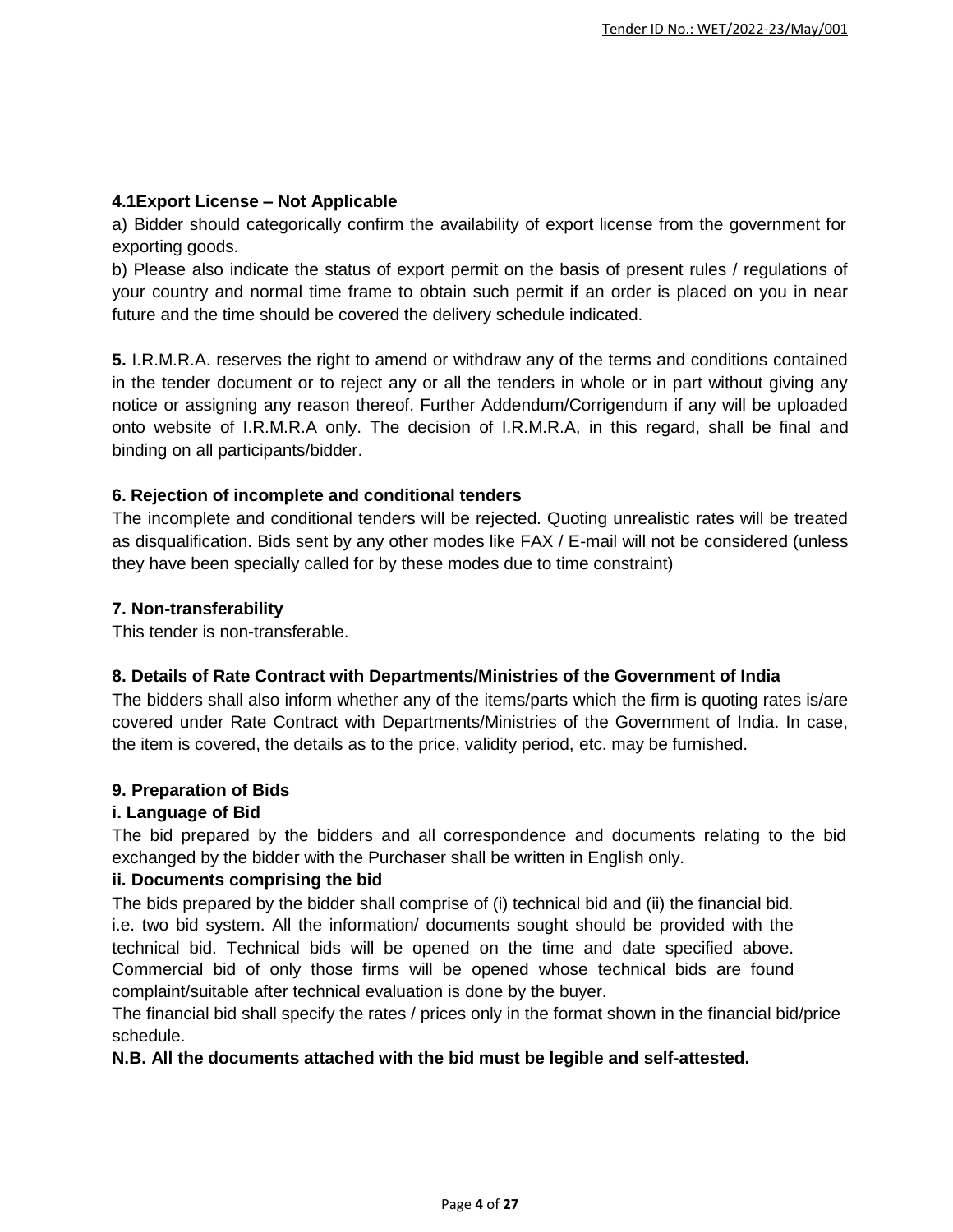**4.1Export License – Not Applicable**

a) Bidder should categorically confirm the availability of export license from the government for exporting goods.

b) Please also indicate the status of export permit on the basis of present rules / regulations of your country and normal time frame to obtain such permit if an order is placed on you in near future and the time should be covered the delivery schedule indicated.

**5.** I.R.M.R.A. reserves the right to amend or withdraw any of the terms and conditions contained in the tender document or to reject any or all the tenders in whole or in part without giving any notice or assigning any reason thereof. Further Addendum/Corrigendum if any will be uploaded onto website of I.R.M.R.A only. The decision of I.R.M.R.A, in this regard, shall be final and binding on all participants/bidder.

**6. Rejection of incomplete and conditional tenders**

The incomplete and conditional tenders will be rejected. Quoting unrealistic rates will be treated as disqualification. Bids sent by any other modes like FAX / E-mail will not be considered (unless they have been specially called for by these modes due to time constraint)

**7. Non-transferability**

This tender is non-transferable.

**8. Details of Rate Contract with Departments/Ministries of the Government of India**

The bidders shall also inform whether any of the items/parts which the firm is quoting rates is/are covered under Rate Contract with Departments/Ministries of the Government of India. In case, the item is covered, the details as to the price, validity period, etc. may be furnished.

**9. Preparation of Bids**

**i. Language of Bid**

The bid prepared by the bidders and all correspondence and documents relating to the bid exchanged by the bidder with the Purchaser shall be written in English only.

**ii. Documents comprising the bid**

The bids prepared by the bidder shall comprise of (i) technical bid and (ii) the financial bid. i.e. two bid system. All the information/ documents sought should be provided with the technical bid. Technical bids will be opened on the time and date specified above. Commercial bid of only those firms will be opened whose technical bids are found complaint/suitable after technical evaluation is done by the buyer.

The financial bid shall specify the rates / prices only in the format shown in the financial bid/price schedule.

**N.B. All the documents attached with the bid must be legible and self-attested.**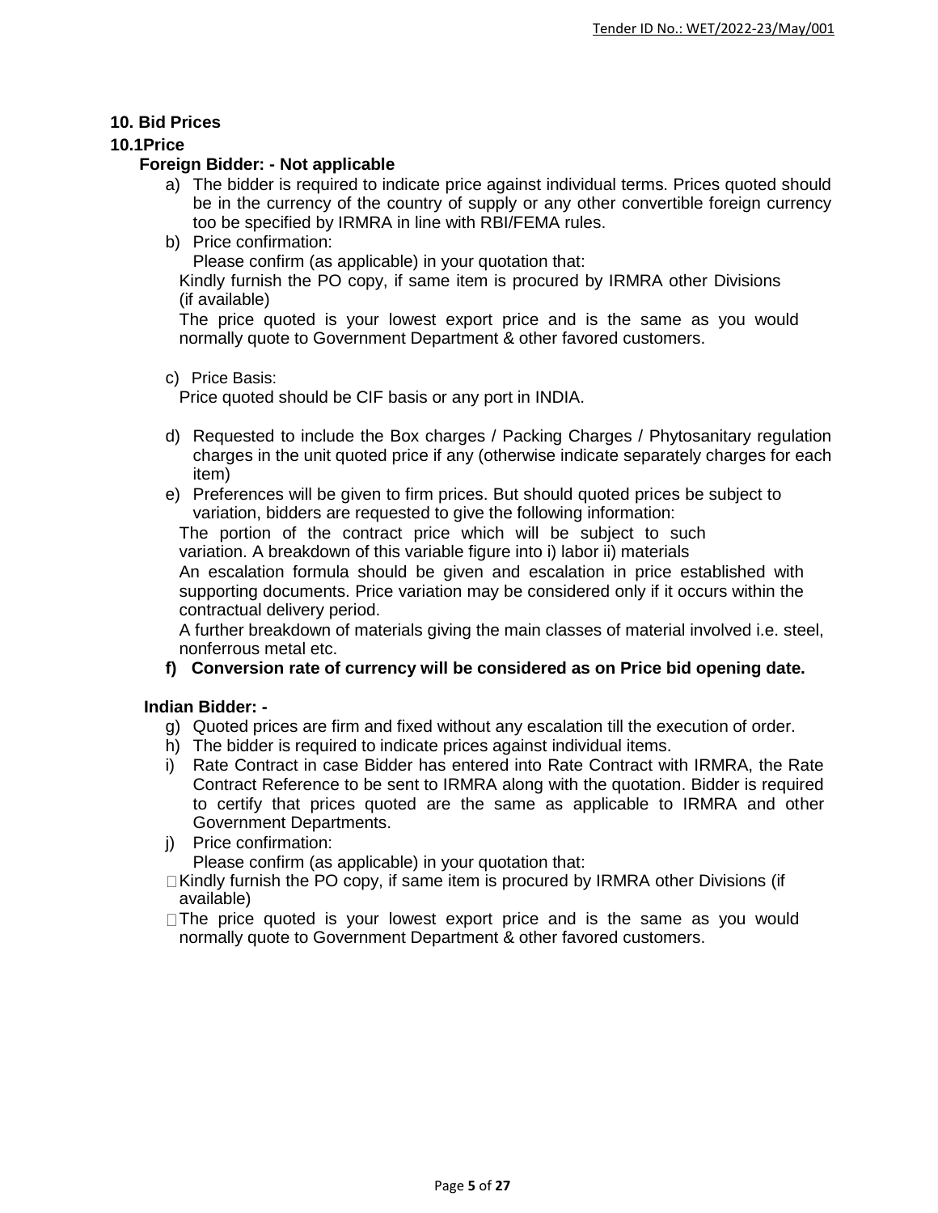## 10. Bid Prices

### 10.1Price

**Foreign Bidder: - Not applicable**

a) The bidder is required to indicate price against individual terms. Prices quoted should be in the currency of the country of supply or any other convertible foreign currency too be specified by IRMRA in line with RBI/FEMA rules.

b) Price confirmation:

   Please confirm (as applicable) in your quotation that:

   Kindly furnish the PO copy, if same item is procured by IRMRA other Divisions (if available)

   The price quoted is your lowest export price and is the same as you would normally quote to Government Department & other favored customers.

c) Price Basis:

   Price quoted should be CIF basis or any port in INDIA.

d) Requested to include the Box charges / Packing Charges / Phytosanitary regulation charges in the unit quoted price if any (otherwise indicate separately charges for each item)

e) Preferences will be given to firm prices. But should quoted prices be subject to variation, bidders are requested to give the following information:

   The portion of the contract price which will be subject to such variation. A breakdown of this variable figure into i) labor ii) materials

   An escalation formula should be given and escalation in price established with supporting documents. Price variation may be considered only if it occurs within the contractual delivery period.

   A further breakdown of materials giving the main classes of material involved i.e. steel, nonferrous metal etc.

**f) Conversion rate of currency will be considered as on Price bid opening date.**

**Indian Bidder: -**

g) Quoted prices are firm and fixed without any escalation till the execution of order.

h) The bidder is required to indicate prices against individual items.

i) Rate Contract in case Bidder has entered into Rate Contract with IRMRA, the Rate Contract Reference to be sent to IRMRA along with the quotation. Bidder is required to certify that prices quoted are the same as applicable to IRMRA and other Government Departments.

j) Price confirmation:

   Please confirm (as applicable) in your quotation that:

   - Kindly furnish the PO copy, if same item is procured by IRMRA other Divisions (if available)
   - The price quoted is your lowest export price and is the same as you would normally quote to Government Department & other favored customers.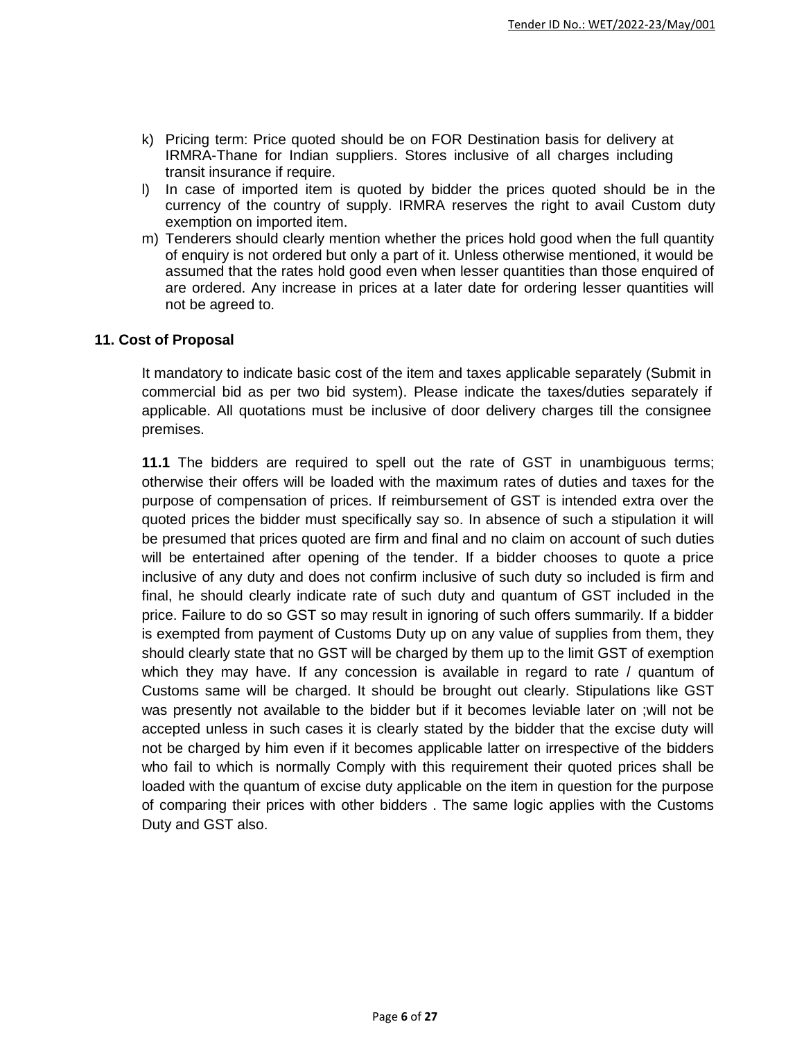k) Pricing term: Price quoted should be on FOR Destination basis for delivery at IRMRA-Thane for Indian suppliers. Stores inclusive of all charges including transit insurance if require.

l) In case of imported item is quoted by bidder the prices quoted should be in the currency of the country of supply. IRMRA reserves the right to avail Custom duty exemption on imported item.

m) Tenderers should clearly mention whether the prices hold good when the full quantity of enquiry is not ordered but only a part of it. Unless otherwise mentioned, it would be assumed that the rates hold good even when lesser quantities than those enquired of are ordered. Any increase in prices at a later date for ordering lesser quantities will not be agreed to.

## 11. Cost of Proposal

It mandatory to indicate basic cost of the item and taxes applicable separately (Submit in commercial bid as per two bid system). Please indicate the taxes/duties separately if applicable. All quotations must be inclusive of door delivery charges till the consignee premises.

**11.1** The bidders are required to spell out the rate of GST in unambiguous terms; otherwise their offers will be loaded with the maximum rates of duties and taxes for the purpose of compensation of prices. If reimbursement of GST is intended extra over the quoted prices the bidder must specifically say so. In absence of such a stipulation it will be presumed that prices quoted are firm and final and no claim on account of such duties will be entertained after opening of the tender. If a bidder chooses to quote a price inclusive of any duty and does not confirm inclusive of such duty so included is firm and final, he should clearly indicate rate of such duty and quantum of GST included in the price. Failure to do so GST so may result in ignoring of such offers summarily. If a bidder is exempted from payment of Customs Duty up on any value of supplies from them, they should clearly state that no GST will be charged by them up to the limit GST of exemption which they may have. If any concession is available in regard to rate / quantum of Customs same will be charged. It should be brought out clearly. Stipulations like GST was presently not available to the bidder but if it becomes leviable later on ;will not be accepted unless in such cases it is clearly stated by the bidder that the excise duty will not be charged by him even if it becomes applicable latter on irrespective of the bidders who fail to which is normally Comply with this requirement their quoted prices shall be loaded with the quantum of excise duty applicable on the item in question for the purpose of comparing their prices with other bidders . The same logic applies with the Customs Duty and GST also.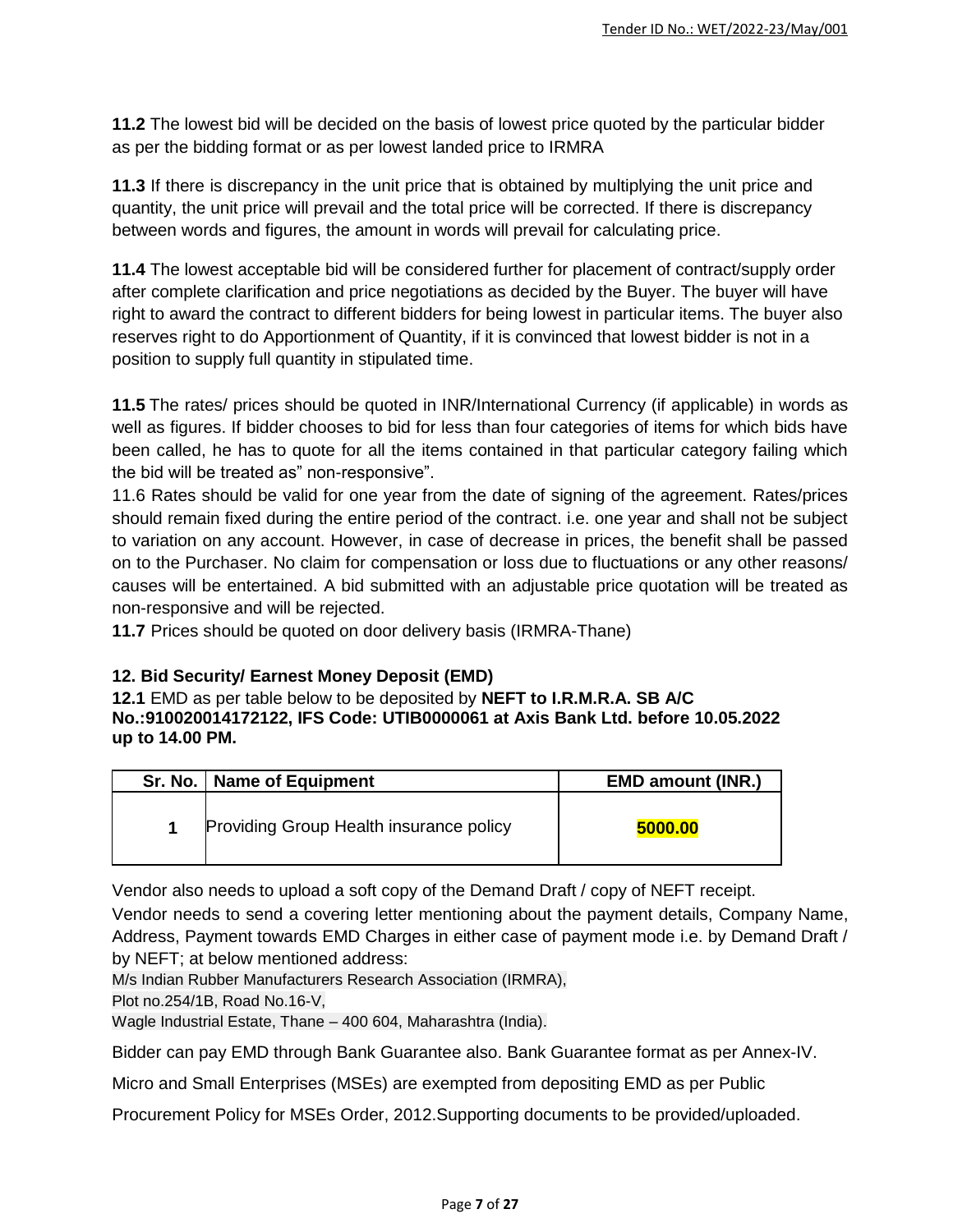**11.2** The lowest bid will be decided on the basis of lowest price quoted by the particular bidder as per the bidding format or as per lowest landed price to IRMRA

**11.3** If there is discrepancy in the unit price that is obtained by multiplying the unit price and quantity, the unit price will prevail and the total price will be corrected. If there is discrepancy between words and figures, the amount in words will prevail for calculating price.

**11.4** The lowest acceptable bid will be considered further for placement of contract/supply order after complete clarification and price negotiations as decided by the Buyer. The buyer will have right to award the contract to different bidders for being lowest in particular items. The buyer also reserves right to do Apportionment of Quantity, if it is convinced that lowest bidder is not in a position to supply full quantity in stipulated time.

**11.5** The rates/ prices should be quoted in INR/International Currency (if applicable) in words as well as figures. If bidder chooses to bid for less than four categories of items for which bids have been called, he has to quote for all the items contained in that particular category failing which the bid will be treated as" non-responsive".

11.6 Rates should be valid for one year from the date of signing of the agreement. Rates/prices should remain fixed during the entire period of the contract. i.e. one year and shall not be subject to variation on any account. However, in case of decrease in prices, the benefit shall be passed on to the Purchaser. No claim for compensation or loss due to fluctuations or any other reasons/ causes will be entertained. A bid submitted with an adjustable price quotation will be treated as non-responsive and will be rejected.

**11.7** Prices should be quoted on door delivery basis (IRMRA-Thane)

## 12. Bid Security/ Earnest Money Deposit (EMD)

**12.1** EMD as per table below to be deposited by **NEFT to I.R.M.R.A. SB A/C No.:910020014172122, IFS Code: UTIB0000061 at Axis Bank Ltd. before 10.05.2022 up to 14.00 PM.**

| Sr. No. | Name of Equipment | EMD amount (INR.) |
|---|---|---|
| 1 | Providing Group Health insurance policy | **5000.00** |

Vendor also needs to upload a soft copy of the Demand Draft / copy of NEFT receipt.

Vendor needs to send a covering letter mentioning about the payment details, Company Name, Address, Payment towards EMD Charges in either case of payment mode i.e. by Demand Draft / by NEFT; at below mentioned address:

M/s Indian Rubber Manufacturers Research Association (IRMRA),
Plot no.254/1B, Road No.16-V,
Wagle Industrial Estate, Thane – 400 604, Maharashtra (India).

Bidder can pay EMD through Bank Guarantee also. Bank Guarantee format as per Annex-IV.

Micro and Small Enterprises (MSEs) are exempted from depositing EMD as per Public Procurement Policy for MSEs Order, 2012.Supporting documents to be provided/uploaded.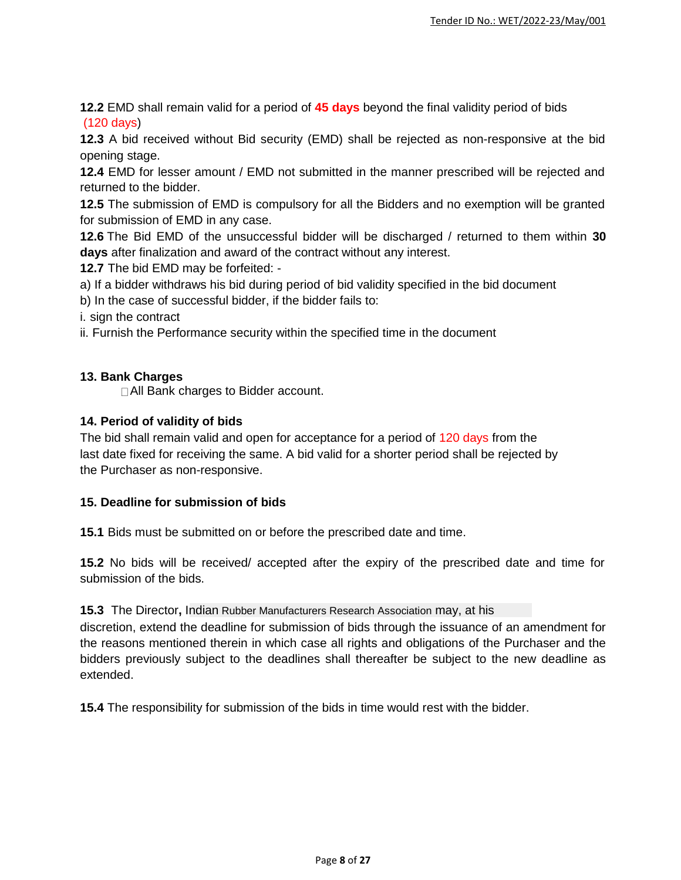**12.2** EMD shall remain valid for a period of **45 days** beyond the final validity period of bids (120 days)

**12.3** A bid received without Bid security (EMD) shall be rejected as non-responsive at the bid opening stage.

**12.4** EMD for lesser amount / EMD not submitted in the manner prescribed will be rejected and returned to the bidder.

**12.5** The submission of EMD is compulsory for all the Bidders and no exemption will be granted for submission of EMD in any case.

**12.6** The Bid EMD of the unsuccessful bidder will be discharged / returned to them within **30 days** after finalization and award of the contract without any interest.

**12.7** The bid EMD may be forfeited: -

a) If a bidder withdraws his bid during period of bid validity specified in the bid document

b) In the case of successful bidder, if the bidder fails to:

i. sign the contract

ii. Furnish the Performance security within the specified time in the document

### 13. Bank Charges

- All Bank charges to Bidder account.

### 14. Period of validity of bids

The bid shall remain valid and open for acceptance for a period of 120 days from the last date fixed for receiving the same. A bid valid for a shorter period shall be rejected by the Purchaser as non-responsive.

### 15. Deadline for submission of bids

**15.1** Bids must be submitted on or before the prescribed date and time.

**15.2** No bids will be received/ accepted after the expiry of the prescribed date and time for submission of the bids.

**15.3** The Director**,** Indian Rubber Manufacturers Research Association may, at his discretion, extend the deadline for submission of bids through the issuance of an amendment for the reasons mentioned therein in which case all rights and obligations of the Purchaser and the bidders previously subject to the deadlines shall thereafter be subject to the new deadline as extended.

**15.4** The responsibility for submission of the bids in time would rest with the bidder.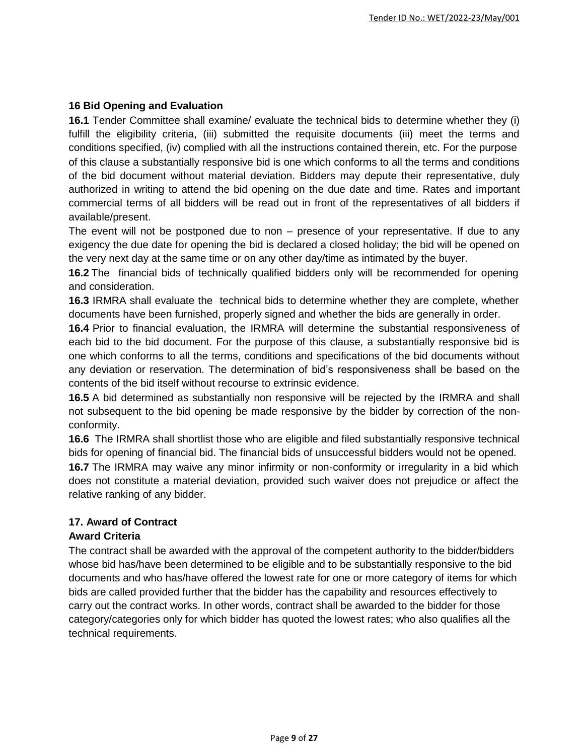## 16 Bid Opening and Evaluation

**16.1** Tender Committee shall examine/ evaluate the technical bids to determine whether they (i) fulfill the eligibility criteria, (iii) submitted the requisite documents (iii) meet the terms and conditions specified, (iv) complied with all the instructions contained therein, etc. For the purpose of this clause a substantially responsive bid is one which conforms to all the terms and conditions of the bid document without material deviation. Bidders may depute their representative, duly authorized in writing to attend the bid opening on the due date and time. Rates and important commercial terms of all bidders will be read out in front of the representatives of all bidders if available/present.

The event will not be postponed due to non – presence of your representative. If due to any exigency the due date for opening the bid is declared a closed holiday; the bid will be opened on the very next day at the same time or on any other day/time as intimated by the buyer.

**16.2** The financial bids of technically qualified bidders only will be recommended for opening and consideration.

**16.3** IRMRA shall evaluate the technical bids to determine whether they are complete, whether documents have been furnished, properly signed and whether the bids are generally in order.

**16.4** Prior to financial evaluation, the IRMRA will determine the substantial responsiveness of each bid to the bid document. For the purpose of this clause, a substantially responsive bid is one which conforms to all the terms, conditions and specifications of the bid documents without any deviation or reservation. The determination of bid's responsiveness shall be based on the contents of the bid itself without recourse to extrinsic evidence.

**16.5** A bid determined as substantially non responsive will be rejected by the IRMRA and shall not subsequent to the bid opening be made responsive by the bidder by correction of the non-conformity.

**16.6** The IRMRA shall shortlist those who are eligible and filed substantially responsive technical bids for opening of financial bid. The financial bids of unsuccessful bidders would not be opened.

**16.7** The IRMRA may waive any minor infirmity or non-conformity or irregularity in a bid which does not constitute a material deviation, provided such waiver does not prejudice or affect the relative ranking of any bidder.

## 17. Award of Contract

### Award Criteria

The contract shall be awarded with the approval of the competent authority to the bidder/bidders whose bid has/have been determined to be eligible and to be substantially responsive to the bid documents and who has/have offered the lowest rate for one or more category of items for which bids are called provided further that the bidder has the capability and resources effectively to carry out the contract works. In other words, contract shall be awarded to the bidder for those category/categories only for which bidder has quoted the lowest rates; who also qualifies all the technical requirements.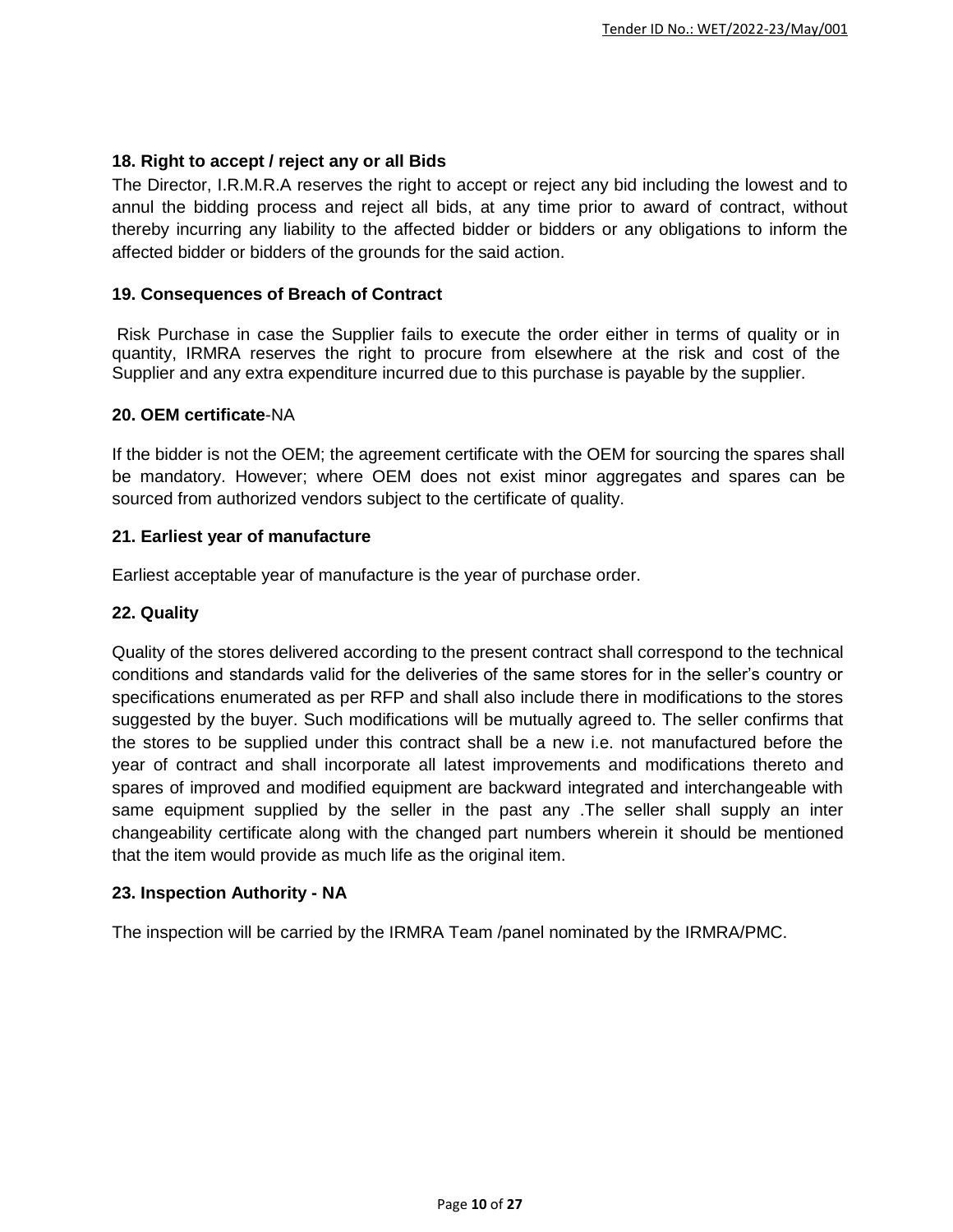### 18. Right to accept / reject any or all Bids

The Director, I.R.M.R.A reserves the right to accept or reject any bid including the lowest and to annul the bidding process and reject all bids, at any time prior to award of contract, without thereby incurring any liability to the affected bidder or bidders or any obligations to inform the affected bidder or bidders of the grounds for the said action.

### 19. Consequences of Breach of Contract

Risk Purchase in case the Supplier fails to execute the order either in terms of quality or in quantity, IRMRA reserves the right to procure from elsewhere at the risk and cost of the Supplier and any extra expenditure incurred due to this purchase is payable by the supplier.

### 20. OEM certificate-NA

If the bidder is not the OEM; the agreement certificate with the OEM for sourcing the spares shall be mandatory. However; where OEM does not exist minor aggregates and spares can be sourced from authorized vendors subject to the certificate of quality.

### 21. Earliest year of manufacture

Earliest acceptable year of manufacture is the year of purchase order.

### 22. Quality

Quality of the stores delivered according to the present contract shall correspond to the technical conditions and standards valid for the deliveries of the same stores for in the seller's country or specifications enumerated as per RFP and shall also include there in modifications to the stores suggested by the buyer. Such modifications will be mutually agreed to. The seller confirms that the stores to be supplied under this contract shall be a new i.e. not manufactured before the year of contract and shall incorporate all latest improvements and modifications thereto and spares of improved and modified equipment are backward integrated and interchangeable with same equipment supplied by the seller in the past any .The seller shall supply an inter changeability certificate along with the changed part numbers wherein it should be mentioned that the item would provide as much life as the original item.

### 23. Inspection Authority - NA

The inspection will be carried by the IRMRA Team /panel nominated by the IRMRA/PMC.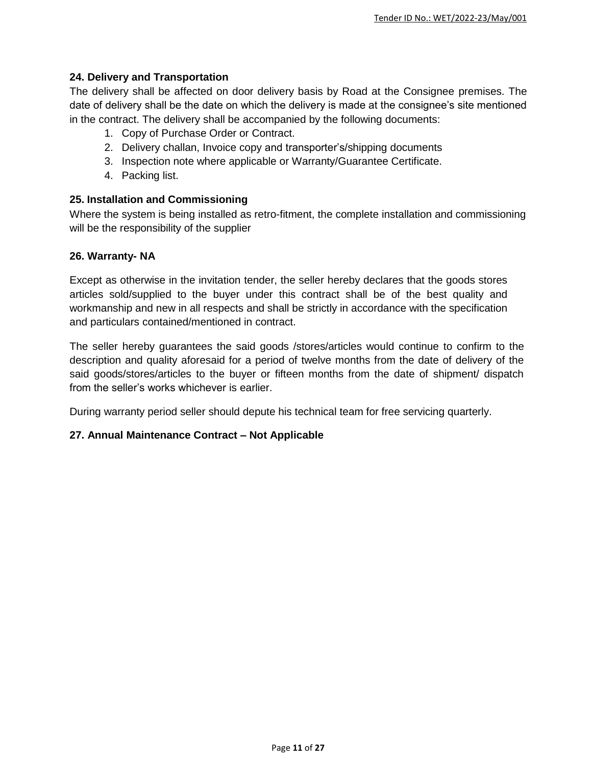## 24. Delivery and Transportation

The delivery shall be affected on door delivery basis by Road at the Consignee premises. The date of delivery shall be the date on which the delivery is made at the consignee's site mentioned in the contract. The delivery shall be accompanied by the following documents:

1. Copy of Purchase Order or Contract.
2. Delivery challan, Invoice copy and transporter's/shipping documents
3. Inspection note where applicable or Warranty/Guarantee Certificate.
4. Packing list.

## 25. Installation and Commissioning

Where the system is being installed as retro-fitment, the complete installation and commissioning will be the responsibility of the supplier

## 26. Warranty- NA

Except as otherwise in the invitation tender, the seller hereby declares that the goods stores articles sold/supplied to the buyer under this contract shall be of the best quality and workmanship and new in all respects and shall be strictly in accordance with the specification and particulars contained/mentioned in contract.

The seller hereby guarantees the said goods /stores/articles would continue to confirm to the description and quality aforesaid for a period of twelve months from the date of delivery of the said goods/stores/articles to the buyer or fifteen months from the date of shipment/ dispatch from the seller's works whichever is earlier.

During warranty period seller should depute his technical team for free servicing quarterly.

## 27. Annual Maintenance Contract – Not Applicable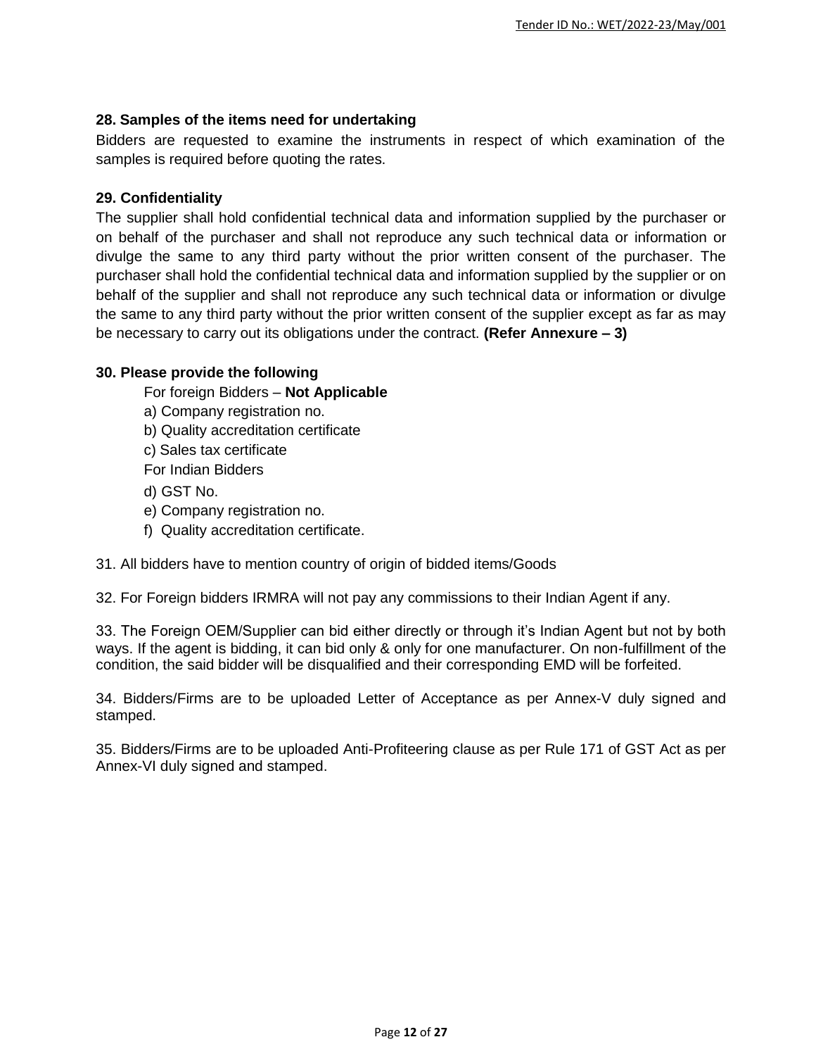**28. Samples of the items need for undertaking**

Bidders are requested to examine the instruments in respect of which examination of the samples is required before quoting the rates.

**29. Confidentiality**

The supplier shall hold confidential technical data and information supplied by the purchaser or on behalf of the purchaser and shall not reproduce any such technical data or information or divulge the same to any third party without the prior written consent of the purchaser. The purchaser shall hold the confidential technical data and information supplied by the supplier or on behalf of the supplier and shall not reproduce any such technical data or information or divulge the same to any third party without the prior written consent of the supplier except as far as may be necessary to carry out its obligations under the contract. **(Refer Annexure – 3)**

**30. Please provide the following**

For foreign Bidders – **Not Applicable**

a) Company registration no.
b) Quality accreditation certificate
c) Sales tax certificate

For Indian Bidders

d) GST No.
e) Company registration no.
f) Quality accreditation certificate.

31. All bidders have to mention country of origin of bidded items/Goods

32. For Foreign bidders IRMRA will not pay any commissions to their Indian Agent if any.

33. The Foreign OEM/Supplier can bid either directly or through it's Indian Agent but not by both ways. If the agent is bidding, it can bid only & only for one manufacturer. On non-fulfillment of the condition, the said bidder will be disqualified and their corresponding EMD will be forfeited.

34. Bidders/Firms are to be uploaded Letter of Acceptance as per Annex-V duly signed and stamped.

35. Bidders/Firms are to be uploaded Anti-Profiteering clause as per Rule 171 of GST Act as per Annex-VI duly signed and stamped.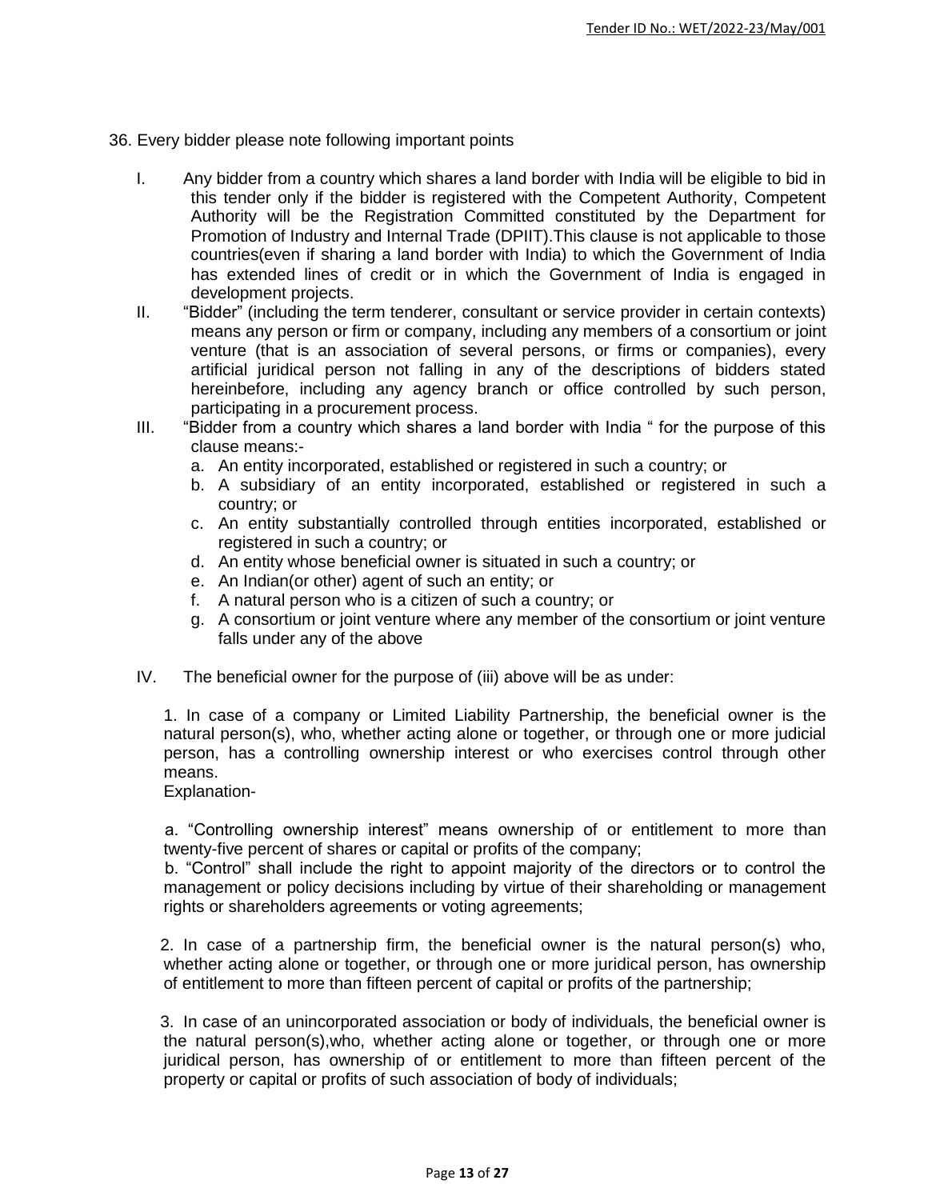36. Every bidder please note following important points

I. Any bidder from a country which shares a land border with India will be eligible to bid in this tender only if the bidder is registered with the Competent Authority, Competent Authority will be the Registration Committed constituted by the Department for Promotion of Industry and Internal Trade (DPIIT).This clause is not applicable to those countries(even if sharing a land border with India) to which the Government of India has extended lines of credit or in which the Government of India is engaged in development projects.

II. "Bidder" (including the term tenderer, consultant or service provider in certain contexts) means any person or firm or company, including any members of a consortium or joint venture (that is an association of several persons, or firms or companies), every artificial juridical person not falling in any of the descriptions of bidders stated hereinbefore, including any agency branch or office controlled by such person, participating in a procurement process.

III. "Bidder from a country which shares a land border with India " for the purpose of this clause means:-

a. An entity incorporated, established or registered in such a country; or
b. A subsidiary of an entity incorporated, established or registered in such a country; or
c. An entity substantially controlled through entities incorporated, established or registered in such a country; or
d. An entity whose beneficial owner is situated in such a country; or
e. An Indian(or other) agent of such an entity; or
f. A natural person who is a citizen of such a country; or
g. A consortium or joint venture where any member of the consortium or joint venture falls under any of the above

IV. The beneficial owner for the purpose of (iii) above will be as under:

1. In case of a company or Limited Liability Partnership, the beneficial owner is the natural person(s), who, whether acting alone or together, or through one or more judicial person, has a controlling ownership interest or who exercises control through other means.

Explanation-

a. "Controlling ownership interest" means ownership of or entitlement to more than twenty-five percent of shares or capital or profits of the company;

b. "Control" shall include the right to appoint majority of the directors or to control the management or policy decisions including by virtue of their shareholding or management rights or shareholders agreements or voting agreements;

2. In case of a partnership firm, the beneficial owner is the natural person(s) who, whether acting alone or together, or through one or more juridical person, has ownership of entitlement to more than fifteen percent of capital or profits of the partnership;

3. In case of an unincorporated association or body of individuals, the beneficial owner is the natural person(s),who, whether acting alone or together, or through one or more juridical person, has ownership of or entitlement to more than fifteen percent of the property or capital or profits of such association of body of individuals;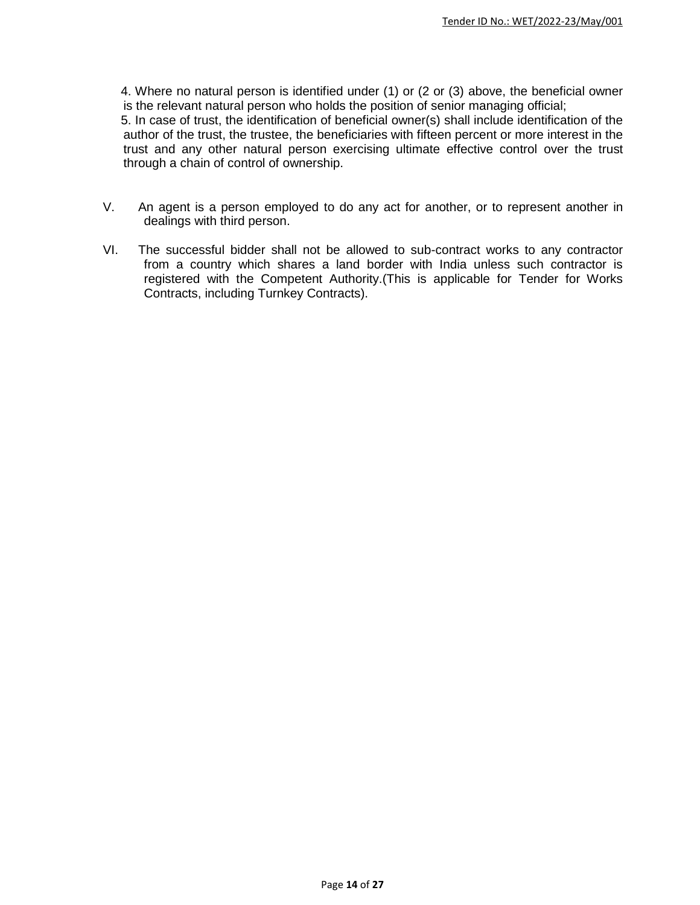4. Where no natural person is identified under (1) or (2 or (3) above, the beneficial owner is the relevant natural person who holds the position of senior managing official;

5. In case of trust, the identification of beneficial owner(s) shall include identification of the author of the trust, the trustee, the beneficiaries with fifteen percent or more interest in the trust and any other natural person exercising ultimate effective control over the trust through a chain of control of ownership.

V. An agent is a person employed to do any act for another, or to represent another in dealings with third person.

VI. The successful bidder shall not be allowed to sub-contract works to any contractor from a country which shares a land border with India unless such contractor is registered with the Competent Authority.(This is applicable for Tender for Works Contracts, including Turnkey Contracts).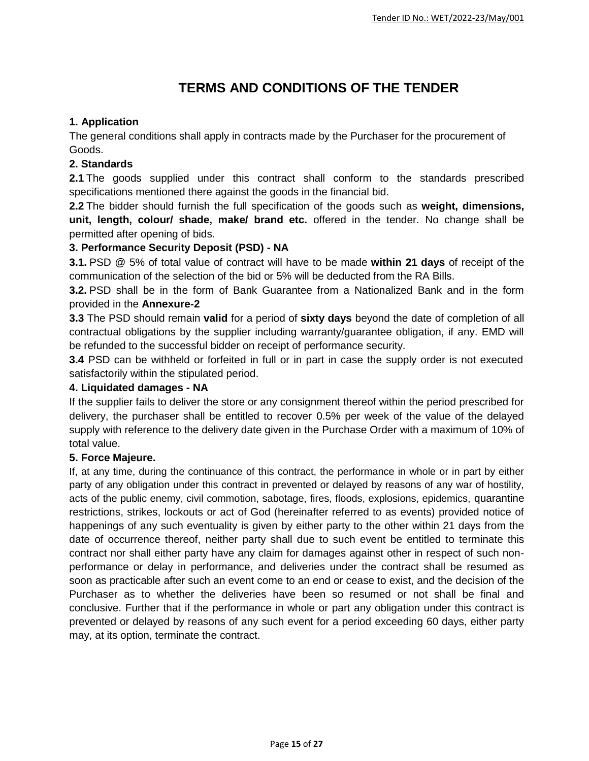# TERMS AND CONDITIONS OF THE TENDER

**1. Application**

The general conditions shall apply in contracts made by the Purchaser for the procurement of Goods.

**2. Standards**

**2.1** The goods supplied under this contract shall conform to the standards prescribed specifications mentioned there against the goods in the financial bid.

**2.2** The bidder should furnish the full specification of the goods such as **weight, dimensions, unit, length, colour/ shade, make/ brand etc.** offered in the tender. No change shall be permitted after opening of bids.

**3. Performance Security Deposit (PSD) - NA**

**3.1.** PSD @ 5% of total value of contract will have to be made **within 21 days** of receipt of the communication of the selection of the bid or 5% will be deducted from the RA Bills.

**3.2.** PSD shall be in the form of Bank Guarantee from a Nationalized Bank and in the form provided in the **Annexure-2**

**3.3** The PSD should remain **valid** for a period of **sixty days** beyond the date of completion of all contractual obligations by the supplier including warranty/guarantee obligation, if any. EMD will be refunded to the successful bidder on receipt of performance security.

**3.4** PSD can be withheld or forfeited in full or in part in case the supply order is not executed satisfactorily within the stipulated period.

**4. Liquidated damages - NA**

If the supplier fails to deliver the store or any consignment thereof within the period prescribed for delivery, the purchaser shall be entitled to recover 0.5% per week of the value of the delayed supply with reference to the delivery date given in the Purchase Order with a maximum of 10% of total value.

**5. Force Majeure.**

If, at any time, during the continuance of this contract, the performance in whole or in part by either party of any obligation under this contract in prevented or delayed by reasons of any war of hostility, acts of the public enemy, civil commotion, sabotage, fires, floods, explosions, epidemics, quarantine restrictions, strikes, lockouts or act of God (hereinafter referred to as events) provided notice of happenings of any such eventuality is given by either party to the other within 21 days from the date of occurrence thereof, neither party shall due to such event be entitled to terminate this contract nor shall either party have any claim for damages against other in respect of such non-performance or delay in performance, and deliveries under the contract shall be resumed as soon as practicable after such an event come to an end or cease to exist, and the decision of the Purchaser as to whether the deliveries have been so resumed or not shall be final and conclusive. Further that if the performance in whole or part any obligation under this contract is prevented or delayed by reasons of any such event for a period exceeding 60 days, either party may, at its option, terminate the contract.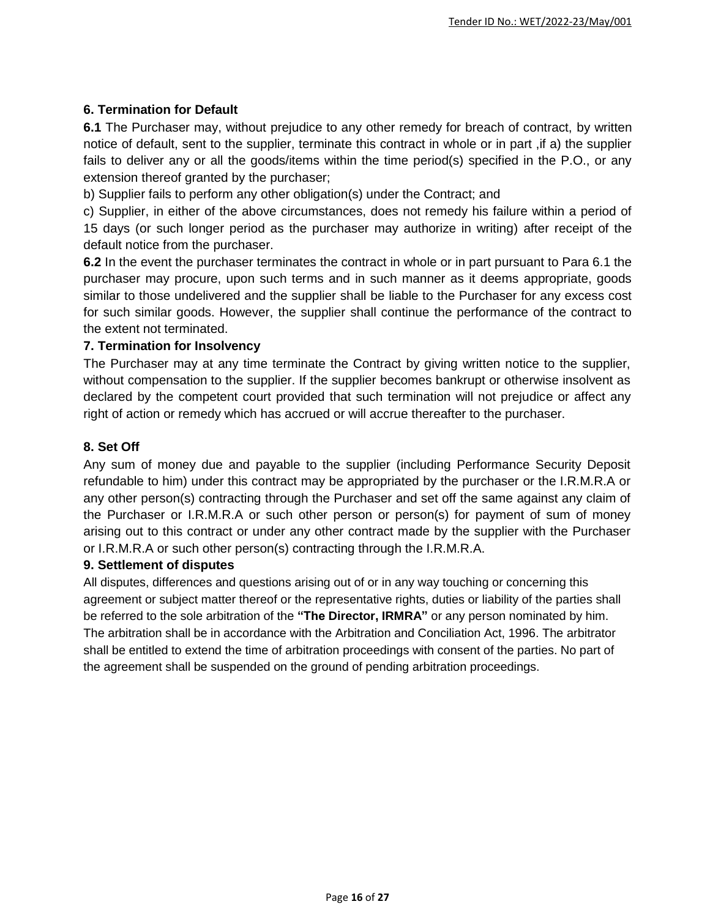### 6. Termination for Default

**6.1** The Purchaser may, without prejudice to any other remedy for breach of contract, by written notice of default, sent to the supplier, terminate this contract in whole or in part ,if a) the supplier fails to deliver any or all the goods/items within the time period(s) specified in the P.O., or any extension thereof granted by the purchaser;

b) Supplier fails to perform any other obligation(s) under the Contract; and

c) Supplier, in either of the above circumstances, does not remedy his failure within a period of 15 days (or such longer period as the purchaser may authorize in writing) after receipt of the default notice from the purchaser.

**6.2** In the event the purchaser terminates the contract in whole or in part pursuant to Para 6.1 the purchaser may procure, upon such terms and in such manner as it deems appropriate, goods similar to those undelivered and the supplier shall be liable to the Purchaser for any excess cost for such similar goods. However, the supplier shall continue the performance of the contract to the extent not terminated.

### 7. Termination for Insolvency

The Purchaser may at any time terminate the Contract by giving written notice to the supplier, without compensation to the supplier. If the supplier becomes bankrupt or otherwise insolvent as declared by the competent court provided that such termination will not prejudice or affect any right of action or remedy which has accrued or will accrue thereafter to the purchaser.

### 8. Set Off

Any sum of money due and payable to the supplier (including Performance Security Deposit refundable to him) under this contract may be appropriated by the purchaser or the I.R.M.R.A or any other person(s) contracting through the Purchaser and set off the same against any claim of the Purchaser or I.R.M.R.A or such other person or person(s) for payment of sum of money arising out to this contract or under any other contract made by the supplier with the Purchaser or I.R.M.R.A or such other person(s) contracting through the I.R.M.R.A.

### 9. Settlement of disputes

All disputes, differences and questions arising out of or in any way touching or concerning this agreement or subject matter thereof or the representative rights, duties or liability of the parties shall be referred to the sole arbitration of the **"The Director, IRMRA"** or any person nominated by him. The arbitration shall be in accordance with the Arbitration and Conciliation Act, 1996. The arbitrator shall be entitled to extend the time of arbitration proceedings with consent of the parties. No part of the agreement shall be suspended on the ground of pending arbitration proceedings.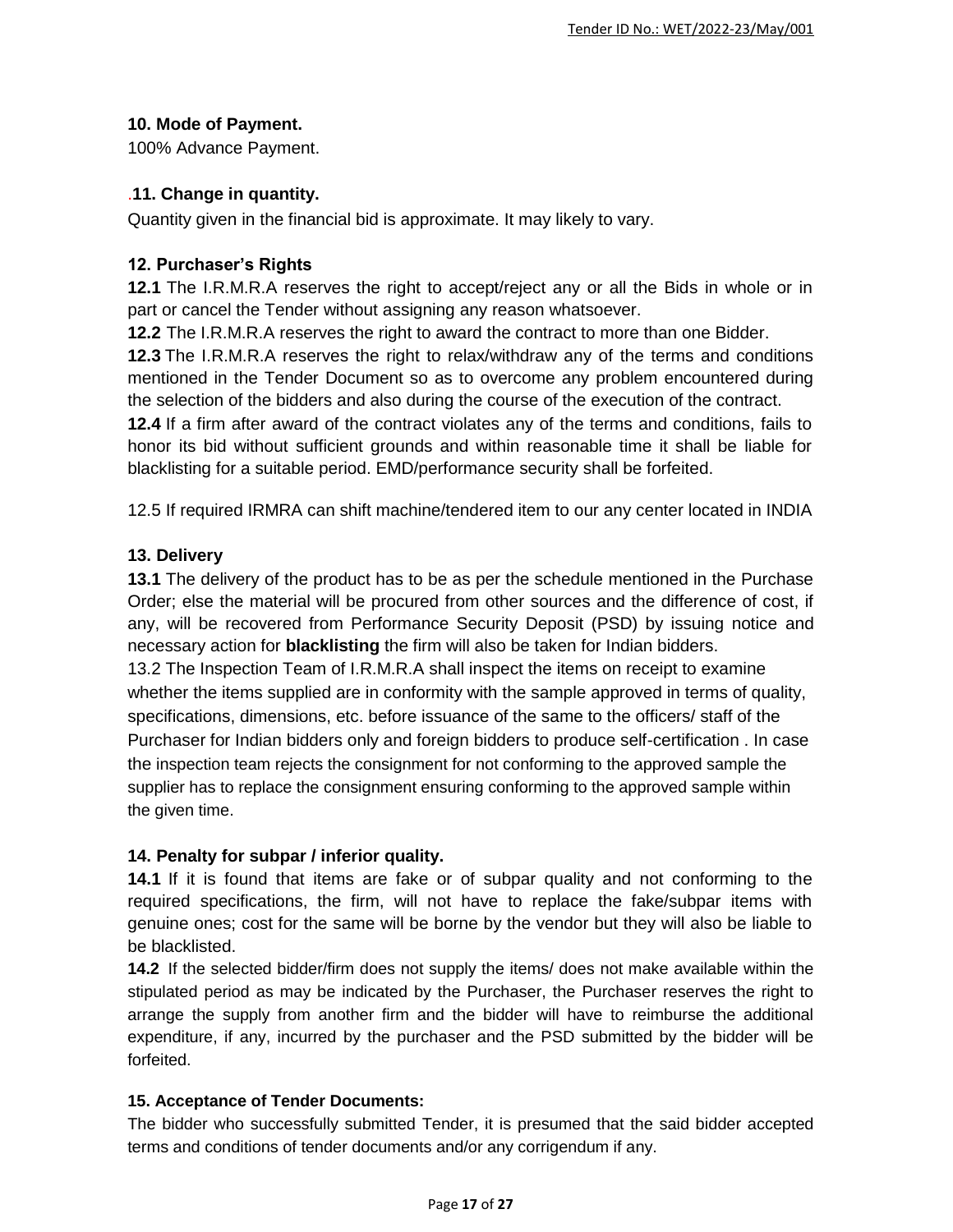**10. Mode of Payment.**

100% Advance Payment.

.**11. Change in quantity.**

Quantity given in the financial bid is approximate. It may likely to vary.

**12. Purchaser's Rights**

**12.1** The I.R.M.R.A reserves the right to accept/reject any or all the Bids in whole or in part or cancel the Tender without assigning any reason whatsoever.

**12.2** The I.R.M.R.A reserves the right to award the contract to more than one Bidder.

**12.3** The I.R.M.R.A reserves the right to relax/withdraw any of the terms and conditions mentioned in the Tender Document so as to overcome any problem encountered during the selection of the bidders and also during the course of the execution of the contract.

**12.4** If a firm after award of the contract violates any of the terms and conditions, fails to honor its bid without sufficient grounds and within reasonable time it shall be liable for blacklisting for a suitable period. EMD/performance security shall be forfeited.

12.5 If required IRMRA can shift machine/tendered item to our any center located in INDIA

**13. Delivery**

**13.1** The delivery of the product has to be as per the schedule mentioned in the Purchase Order; else the material will be procured from other sources and the difference of cost, if any, will be recovered from Performance Security Deposit (PSD) by issuing notice and necessary action for **blacklisting** the firm will also be taken for Indian bidders.

13.2 The Inspection Team of I.R.M.R.A shall inspect the items on receipt to examine whether the items supplied are in conformity with the sample approved in terms of quality, specifications, dimensions, etc. before issuance of the same to the officers/ staff of the Purchaser for Indian bidders only and foreign bidders to produce self-certification . In case the inspection team rejects the consignment for not conforming to the approved sample the supplier has to replace the consignment ensuring conforming to the approved sample within the given time.

**14. Penalty for subpar / inferior quality.**

**14.1** If it is found that items are fake or of subpar quality and not conforming to the required specifications, the firm, will not have to replace the fake/subpar items with genuine ones; cost for the same will be borne by the vendor but they will also be liable to be blacklisted.

**14.2** If the selected bidder/firm does not supply the items/ does not make available within the stipulated period as may be indicated by the Purchaser, the Purchaser reserves the right to arrange the supply from another firm and the bidder will have to reimburse the additional expenditure, if any, incurred by the purchaser and the PSD submitted by the bidder will be forfeited.

**15. Acceptance of Tender Documents:**

The bidder who successfully submitted Tender, it is presumed that the said bidder accepted terms and conditions of tender documents and/or any corrigendum if any.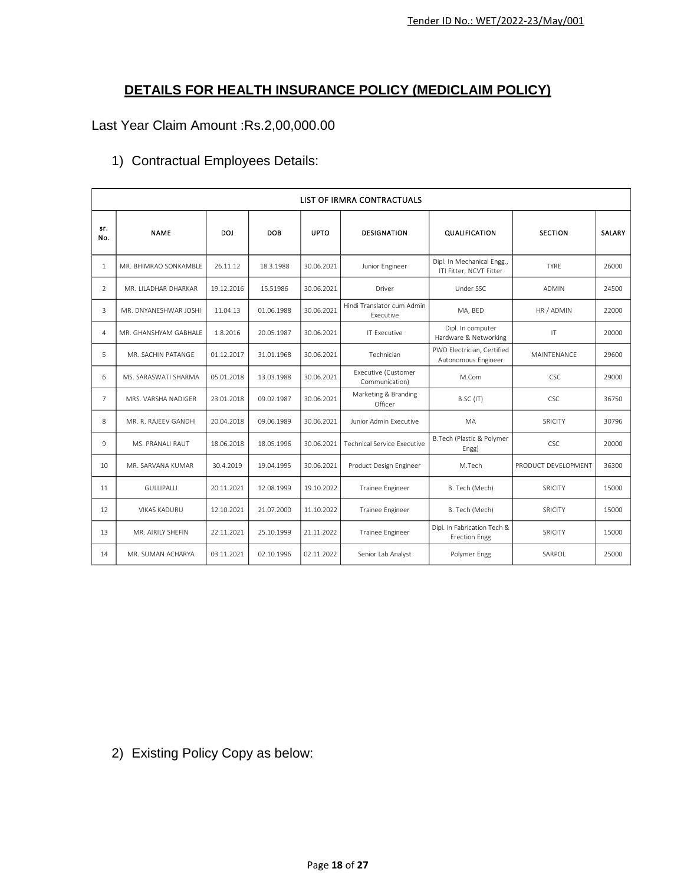## DETAILS FOR HEALTH INSURANCE POLICY (MEDICLAIM POLICY)

Last Year Claim Amount :Rs.2,00,000.00

1) Contractual Employees Details:

| LIST OF IRMRA CONTRACTUALS | | | | | | | | |
|---|---|---|---|---|---|---|---|---|
| sr. No. | NAME | DOJ | DOB | UPTO | DESIGNATION | QUALIFICATION | SECTION | SALARY |
| 1 | MR. BHIMRAO SONKAMBLE | 26.11.12 | 18.3.1988 | 30.06.2021 | Junior Engineer | Dipl. In Mechanical Engg., ITI Fitter, NCVT Fitter | TYRE | 26000 |
| 2 | MR. LILADHAR DHARKAR | 19.12.2016 | 15.51986 | 30.06.2021 | Driver | Under SSC | ADMIN | 24500 |
| 3 | MR. DNYANESHWAR JOSHI | 11.04.13 | 01.06.1988 | 30.06.2021 | Hindi Translator cum Admin Executive | MA, BED | HR / ADMIN | 22000 |
| 4 | MR. GHANSHYAM GABHALE | 1.8.2016 | 20.05.1987 | 30.06.2021 | IT Executive | Dipl. In computer Hardware & Networking | IT | 20000 |
| 5 | MR. SACHIN PATANGE | 01.12.2017 | 31.01.1968 | 30.06.2021 | Technician | PWD Electrician, Certified Autonomous Engineer | MAINTENANCE | 29600 |
| 6 | MS. SARASWATI SHARMA | 05.01.2018 | 13.03.1988 | 30.06.2021 | Executive (Customer Communication) | M.Com | CSC | 29000 |
| 7 | MRS. VARSHA NADIGER | 23.01.2018 | 09.02.1987 | 30.06.2021 | Marketing & Branding Officer | B.SC (IT) | CSC | 36750 |
| 8 | MR. R. RAJEEV GANDHI | 20.04.2018 | 09.06.1989 | 30.06.2021 | Junior Admin Executive | MA | SRICITY | 30796 |
| 9 | MS. PRANALI RAUT | 18.06.2018 | 18.05.1996 | 30.06.2021 | Technical Service Executive | B.Tech (Plastic & Polymer Engg) | CSC | 20000 |
| 10 | MR. SARVANA KUMAR | 30.4.2019 | 19.04.1995 | 30.06.2021 | Product Design Engineer | M.Tech | PRODUCT DEVELOPMENT | 36300 |
| 11 | GULLIPALLI | 20.11.2021 | 12.08.1999 | 19.10.2022 | Trainee Engineer | B. Tech (Mech) | SRICITY | 15000 |
| 12 | VIKAS KADURU | 12.10.2021 | 21.07.2000 | 11.10.2022 | Trainee Engineer | B. Tech (Mech) | SRICITY | 15000 |
| 13 | MR. AIRILY SHEFIN | 22.11.2021 | 25.10.1999 | 21.11.2022 | Trainee Engineer | Dipl. In Fabrication Tech & Erection Engg | SRICITY | 15000 |
| 14 | MR. SUMAN ACHARYA | 03.11.2021 | 02.10.1996 | 02.11.2022 | Senior Lab Analyst | Polymer Engg | SARPOL | 25000 |

2) Existing Policy Copy as below: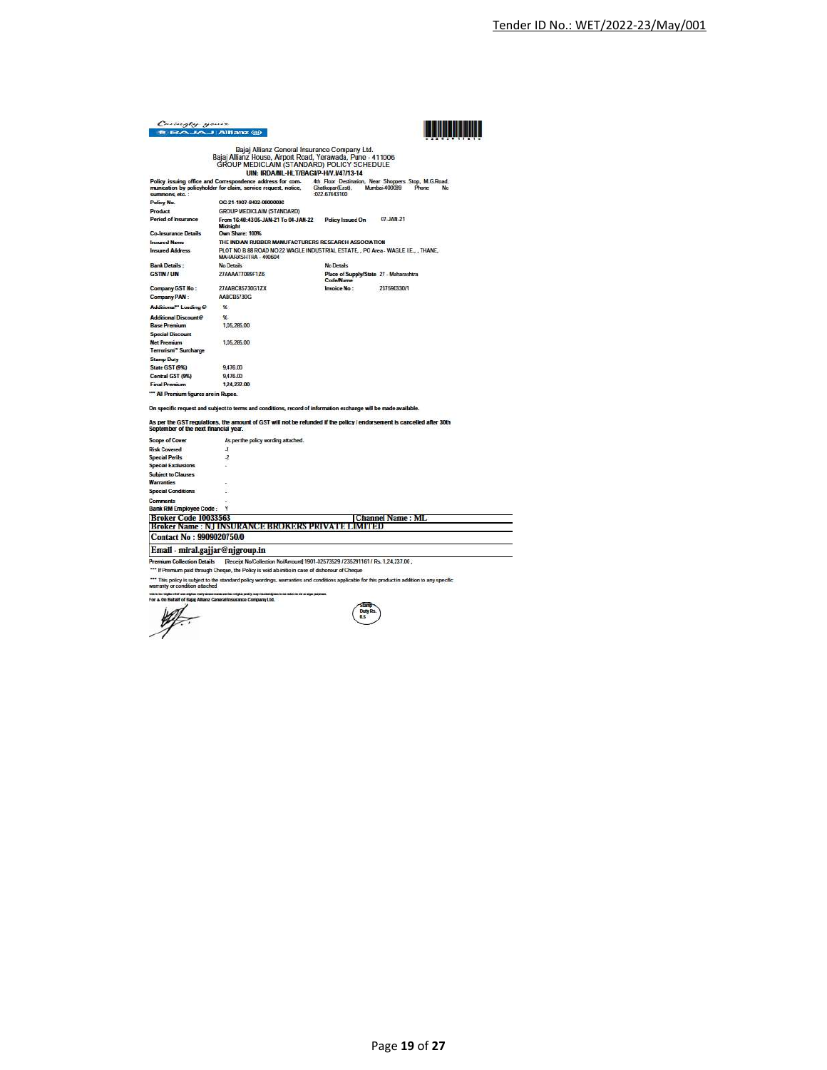Caringly yours
BAJAJ Allianz

Bajaj Allianz General Insurance Company Ltd.
Bajaj Allianz House, Airport Road, Yerawada, Pune - 411006
GROUP MEDICLAIM (STANDARD) POLICY SCHEDULE
**UIN: IRDA/NL-HLT/BAGI/P-H/V.I/47/13-14**

| | | | |
|---|---|---|---|
| **Policy issuing office and Correspondence address for communication by policyholder for claim, service request, notice, summons, etc. :** | | 4th Floor Destination, Near Shoppers Stop, M.G.Road, Ghatkopar(East), Mumbai-400089 Phone No :022-67443100 | |
| **Policy No.** | OG-21-1907-8402-00000006 | | |
| **Product** | GROUP MEDICLAIM (STANDARD) | | |
| **Period of Insurance** | From 16:48:43 05-JAN-21 To 04-JAN-22 Midnight | **Policy Issued On** | 07-JAN-21 |
| **Co-Insurance Details** | Own Share: 100% | | |
| **Insured Name** | THE INDIAN RUBBER MANUFACTURERS RESEARCH ASSOCIATION | | |
| **Insured Address** | PLOT NO B 88 ROAD NO 22 WAGLE INDUSTRIAL ESTATE, , PO Area - WAGLE I.E., , THANE, MAHARASHTRA - 400604 | | |
| **Bank Details :** | No Details | No Details | |
| **GSTIN / UIN** | 27AAAAT7089F1Z6 | **Place of Supply/State Code/Name** | 27 - Maharashtra |
| **Company GST No :** | 27AABCB5730G1ZX | **Invoice No :** | 237590330/1 |
| **Company PAN :** | AABCB5730G | | |
| **Additional** Loading @** | % | | |
| **Additional Discount@** | % | | |
| **Base Premium** | 1,05,285.00 | | |
| **Special Discount** | | | |
| **Net Premium** | 1,05,285.00 | | |
| **Terrorism** Surcharge** | | | |
| **Stamp Duty** | | | |
| **State GST (9%)** | 9,476.00 | | |
| **Central GST (9%)** | 9,476.00 | | |
| **Final Premium** | 1,24,237.00 | | |

**\*\*\* All Premium figures are in Rupee.**

**On specific request and subject to terms and conditions, record of information exchange will be made available.**

**As per the GST regulations, the amount of GST will not be refunded if the policy / endorsement is cancelled after 30th September of the next financial year.**

| | |
|---|---|
| **Scope of Cover** | As per the policy wording attached. |
| **Risk Covered** | -1 |
| **Special Perils** | -2 |
| **Special Exclusions** | - |
| **Subject to Clauses** | |
| **Warranties** | - |
| **Special Conditions** | - |
| **Comments** | - |
| **Bank RM Employee Code :** | Y |

| | |
|---|---|
| **Broker Code 10033563** | **Channel Name : ML** |
| **Broker Name : NJ INSURANCE BROKERS PRIVATE LIMITED** | |
| **Contact No : 9909020750/0** | |
| **Email - miral.gajjar@njgroup.in** | |

**Premium Collection Details** [Receipt No/Collection No/Amount] 1901-02573529 / 235291161 / Rs. 1,24,237.00 ,

\*\*\*\* If Premium paid through Cheque, the Policy is void ab-initio in case of dishonour of Cheque

\*\*\* This policy is subject to the standard policy wordings, warranties and conditions applicable for this product in addition to any specific warranty or condition attached

**For & On Behalf of Bajaj Allianz General Insurance Company Ltd.**

Stamp Duty Rs. 0.5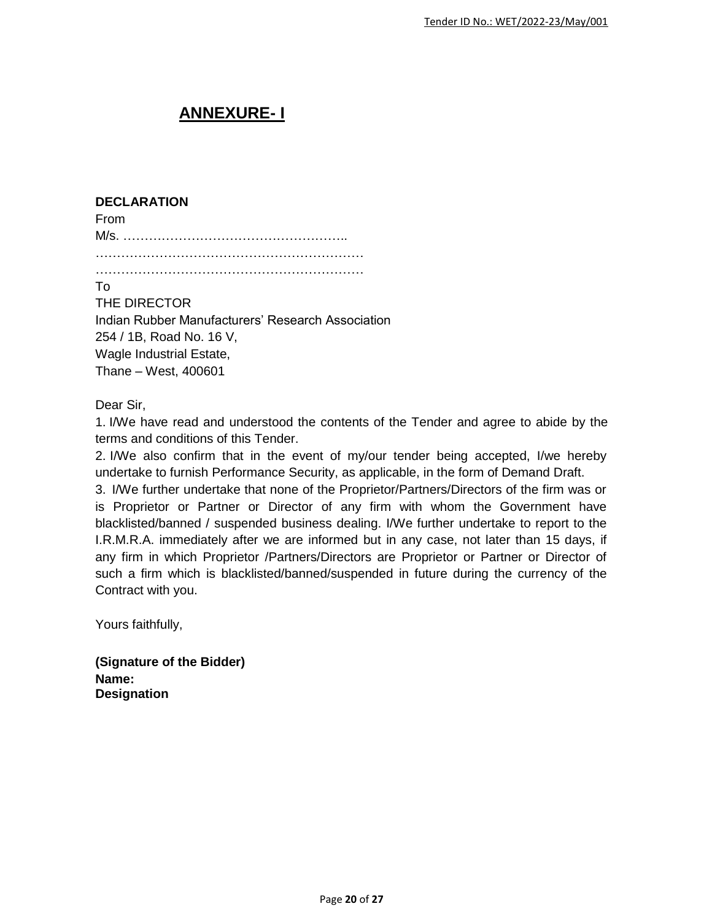# ANNEXURE- I

**DECLARATION**

From

M/s. ……………………………………………..

………………………………………………………

………………………………………………………

To

THE DIRECTOR

Indian Rubber Manufacturers' Research Association

254 / 1B, Road No. 16 V,

Wagle Industrial Estate,

Thane – West, 400601

Dear Sir,

1. I/We have read and understood the contents of the Tender and agree to abide by the terms and conditions of this Tender.
2. I/We also confirm that in the event of my/our tender being accepted, I/we hereby undertake to furnish Performance Security, as applicable, in the form of Demand Draft.
3. I/We further undertake that none of the Proprietor/Partners/Directors of the firm was or is Proprietor or Partner or Director of any firm with whom the Government have blacklisted/banned / suspended business dealing. I/We further undertake to report to the I.R.M.R.A. immediately after we are informed but in any case, not later than 15 days, if any firm in which Proprietor /Partners/Directors are Proprietor or Partner or Director of such a firm which is blacklisted/banned/suspended in future during the currency of the Contract with you.

Yours faithfully,

**(Signature of the Bidder)**
**Name:**
**Designation**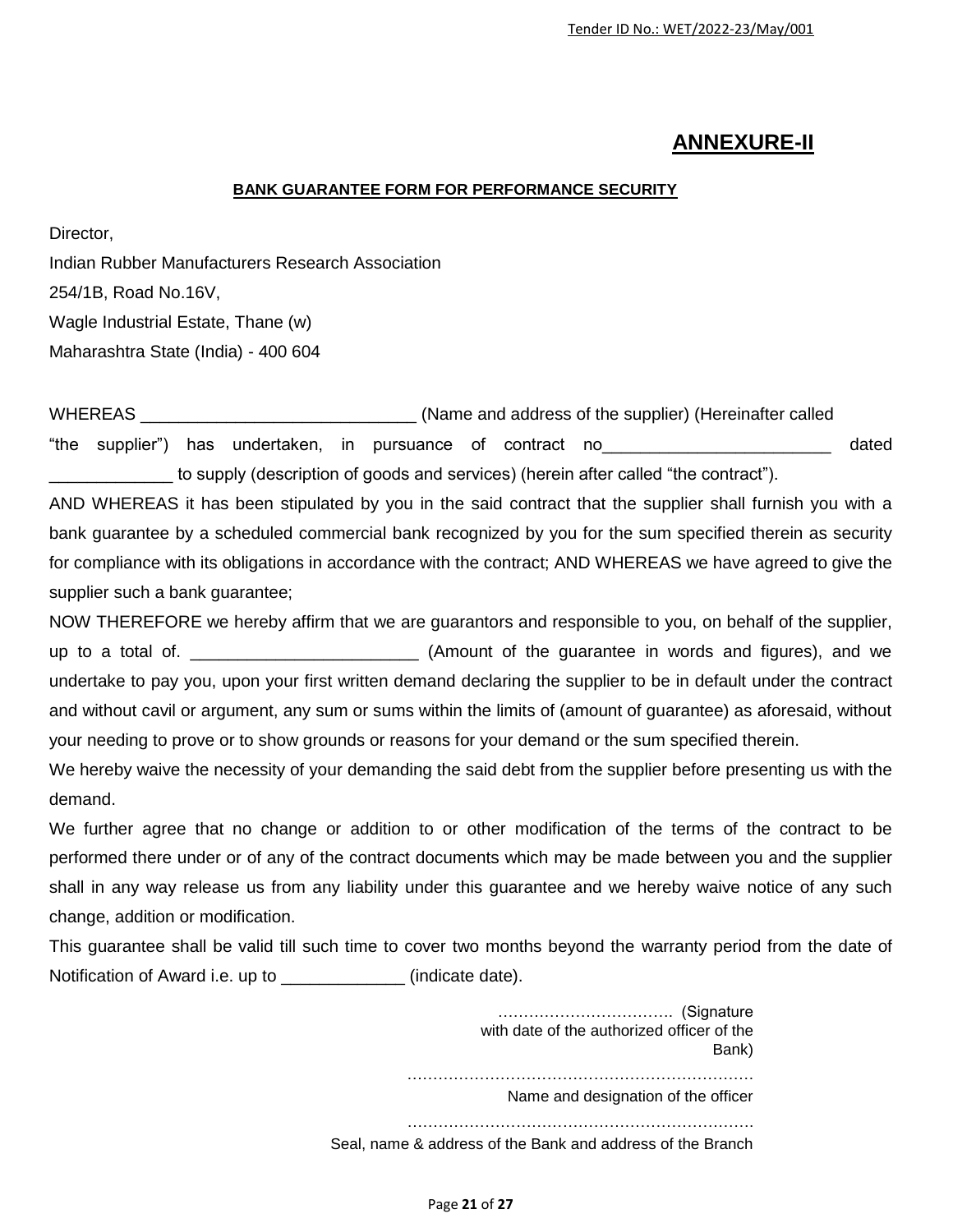# ANNEXURE-II

**BANK GUARANTEE FORM FOR PERFORMANCE SECURITY**

Director,

Indian Rubber Manufacturers Research Association

254/1B, Road No.16V,

Wagle Industrial Estate, Thane (w)

Maharashtra State (India) - 400 604

WHEREAS _____________________________ (Name and address of the supplier) (Hereinafter called "the supplier") has undertaken, in pursuance of contract no________________________ dated _____________ to supply (description of goods and services) (herein after called "the contract").

AND WHEREAS it has been stipulated by you in the said contract that the supplier shall furnish you with a bank guarantee by a scheduled commercial bank recognized by you for the sum specified therein as security for compliance with its obligations in accordance with the contract; AND WHEREAS we have agreed to give the supplier such a bank guarantee;

NOW THEREFORE we hereby affirm that we are guarantors and responsible to you, on behalf of the supplier, up to a total of. ________________________ (Amount of the guarantee in words and figures), and we undertake to pay you, upon your first written demand declaring the supplier to be in default under the contract and without cavil or argument, any sum or sums within the limits of (amount of guarantee) as aforesaid, without your needing to prove or to show grounds or reasons for your demand or the sum specified therein.

We hereby waive the necessity of your demanding the said debt from the supplier before presenting us with the demand.

We further agree that no change or addition to or other modification of the terms of the contract to be performed there under or of any of the contract documents which may be made between you and the supplier shall in any way release us from any liability under this guarantee and we hereby waive notice of any such change, addition or modification.

This guarantee shall be valid till such time to cover two months beyond the warranty period from the date of Notification of Award i.e. up to _____________ (indicate date).

……………………………. (Signature with date of the authorized officer of the Bank)

…………………………………………………………
Name and designation of the officer

…………………………………………………………
Seal, name & address of the Bank and address of the Branch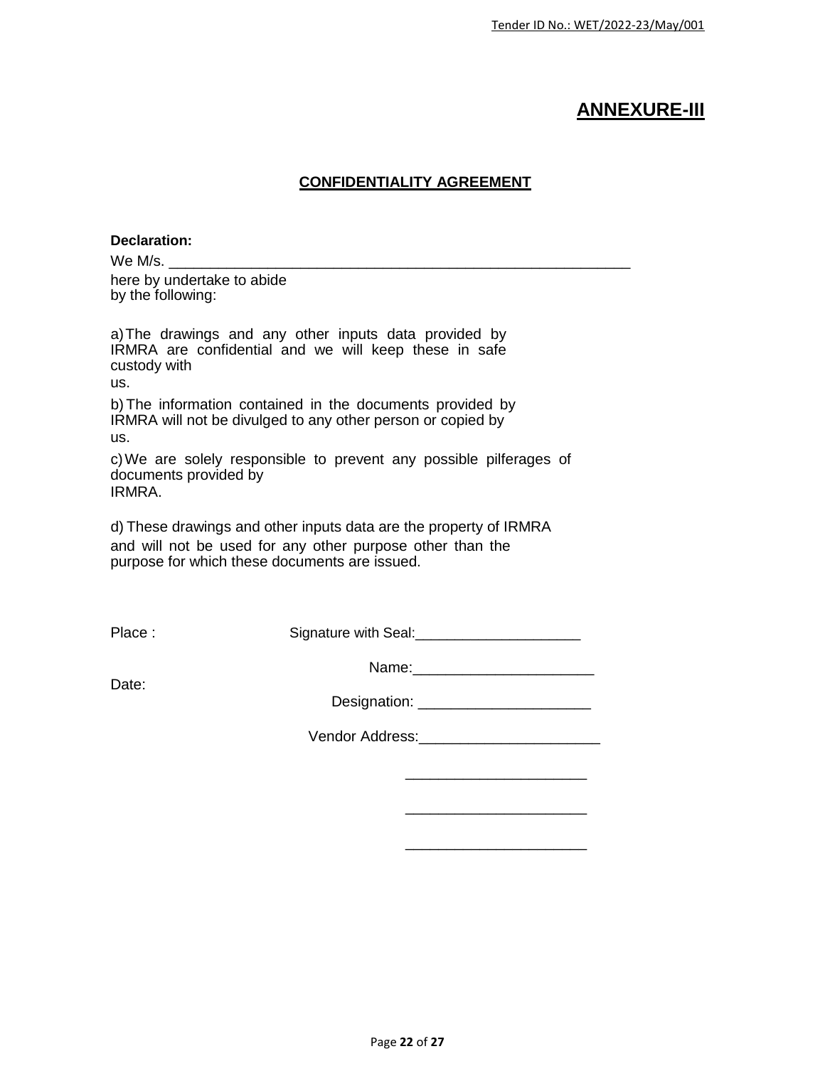# ANNEXURE-III

## CONFIDENTIALITY AGREEMENT

**Declaration:**

We M/s. ___________________________________________________________ here by undertake to abide by the following:

a) The drawings and any other inputs data provided by IRMRA are confidential and we will keep these in safe custody with us.

b) The information contained in the documents provided by IRMRA will not be divulged to any other person or copied by us.

c) We are solely responsible to prevent any possible pilferages of documents provided by IRMRA.

d) These drawings and other inputs data are the property of IRMRA and will not be used for any other purpose other than the purpose for which these documents are issued.

Place :

Date:

Signature with Seal:_____________________

Name:_______________________

Designation: _____________________

Vendor Address:______________________

______________________

______________________

______________________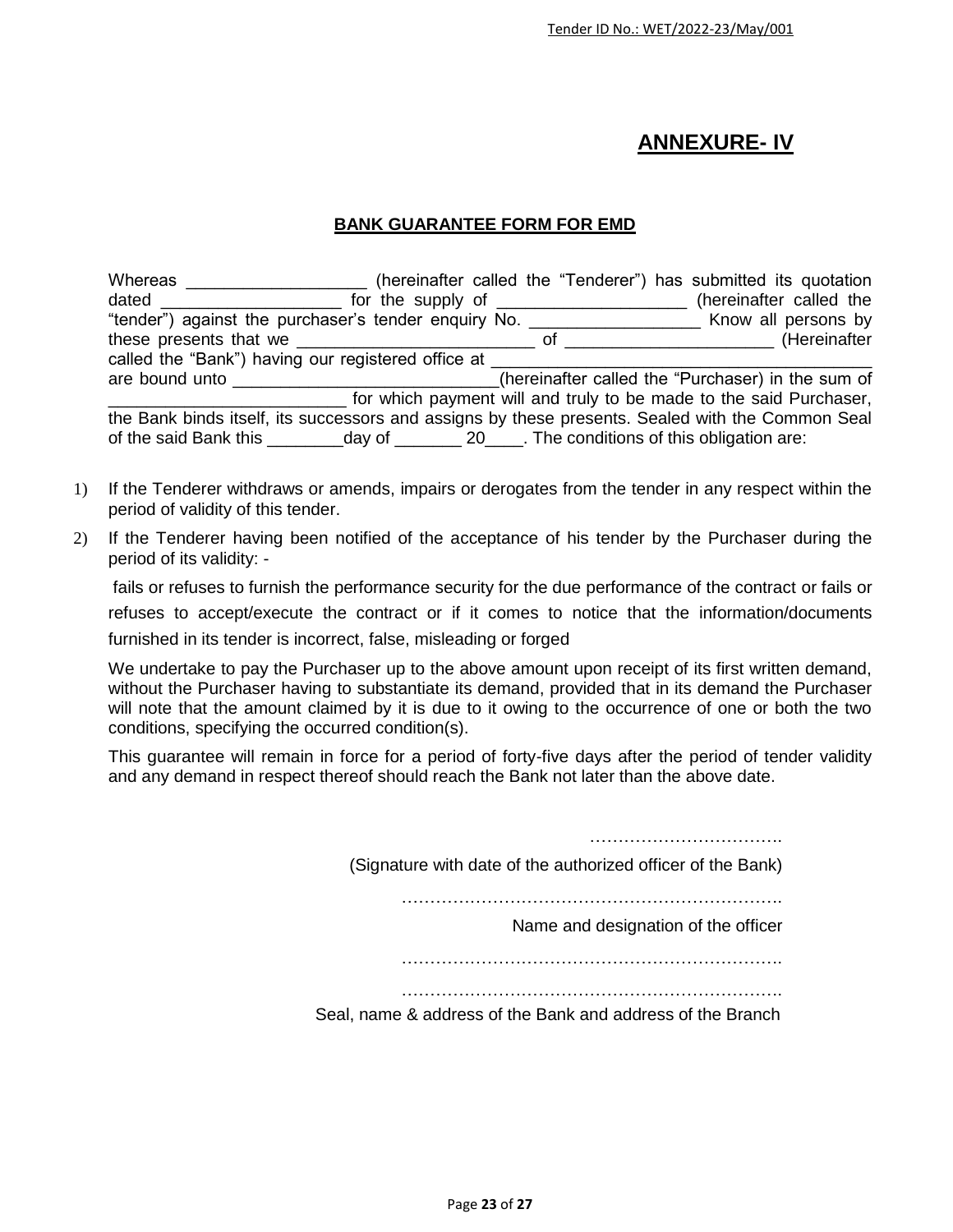# ANNEXURE- IV

## BANK GUARANTEE FORM FOR EMD

Whereas ___________________ (hereinafter called the "Tenderer") has submitted its quotation dated ___________________ for the supply of ____________________ (hereinafter called the "tender") against the purchaser's tender enquiry No. __________________ Know all persons by these presents that we _________________________ of ______________________ (Hereinafter called the "Bank") having our registered office at ________________________________________ are bound unto ____________________________(hereinafter called the "Purchaser) in the sum of _________________________ for which payment will and truly to be made to the said Purchaser, the Bank binds itself, its successors and assigns by these presents. Sealed with the Common Seal of the said Bank this ________day of _______ 20____. The conditions of this obligation are:

1) If the Tenderer withdraws or amends, impairs or derogates from the tender in any respect within the period of validity of this tender.

2) If the Tenderer having been notified of the acceptance of his tender by the Purchaser during the period of its validity: -

   fails or refuses to furnish the performance security for the due performance of the contract or fails or refuses to accept/execute the contract or if it comes to notice that the information/documents furnished in its tender is incorrect, false, misleading or forged

   We undertake to pay the Purchaser up to the above amount upon receipt of its first written demand, without the Purchaser having to substantiate its demand, provided that in its demand the Purchaser will note that the amount claimed by it is due to it owing to the occurrence of one or both the two conditions, specifying the occurred condition(s).

   This guarantee will remain in force for a period of forty-five days after the period of tender validity and any demand in respect thereof should reach the Bank not later than the above date.

…………………………….

(Signature with date of the authorized officer of the Bank)

………………………………………………………….

Name and designation of the officer

………………………………………………………….

………………………………………………………….

Seal, name & address of the Bank and address of the Branch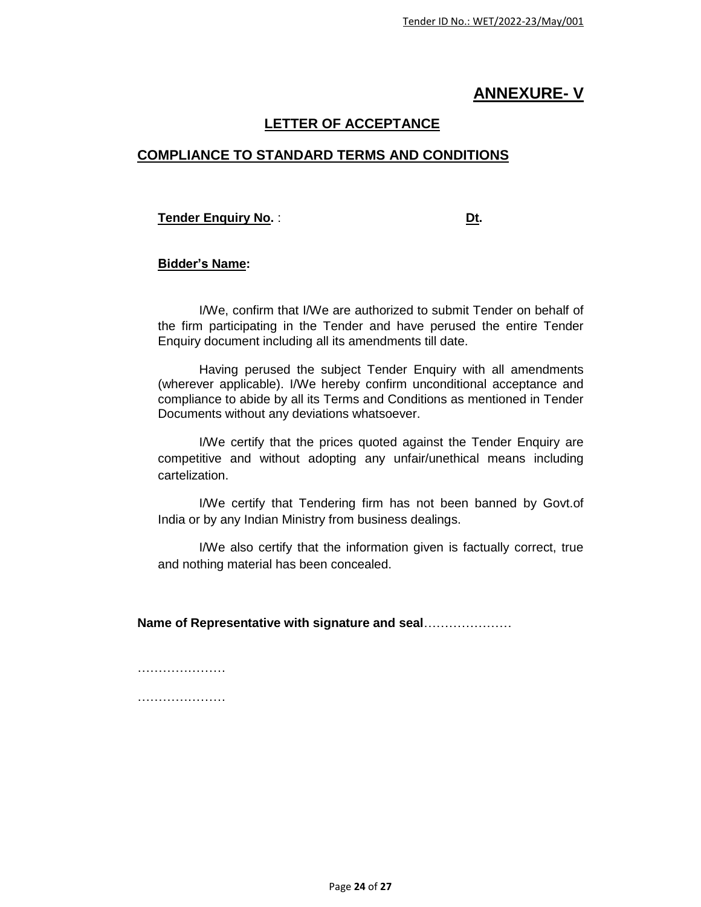# ANNEXURE- V

## LETTER OF ACCEPTANCE

## COMPLIANCE TO STANDARD TERMS AND CONDITIONS

**Tender Enquiry No.** : **Dt.**

**Bidder's Name:**

I/We, confirm that I/We are authorized to submit Tender on behalf of the firm participating in the Tender and have perused the entire Tender Enquiry document including all its amendments till date.

Having perused the subject Tender Enquiry with all amendments (wherever applicable). I/We hereby confirm unconditional acceptance and compliance to abide by all its Terms and Conditions as mentioned in Tender Documents without any deviations whatsoever.

I/We certify that the prices quoted against the Tender Enquiry are competitive and without adopting any unfair/unethical means including cartelization.

I/We certify that Tendering firm has not been banned by Govt.of India or by any Indian Ministry from business dealings.

I/We also certify that the information given is factually correct, true and nothing material has been concealed.

**Name of Representative with signature and seal**…………………

…………………

…………………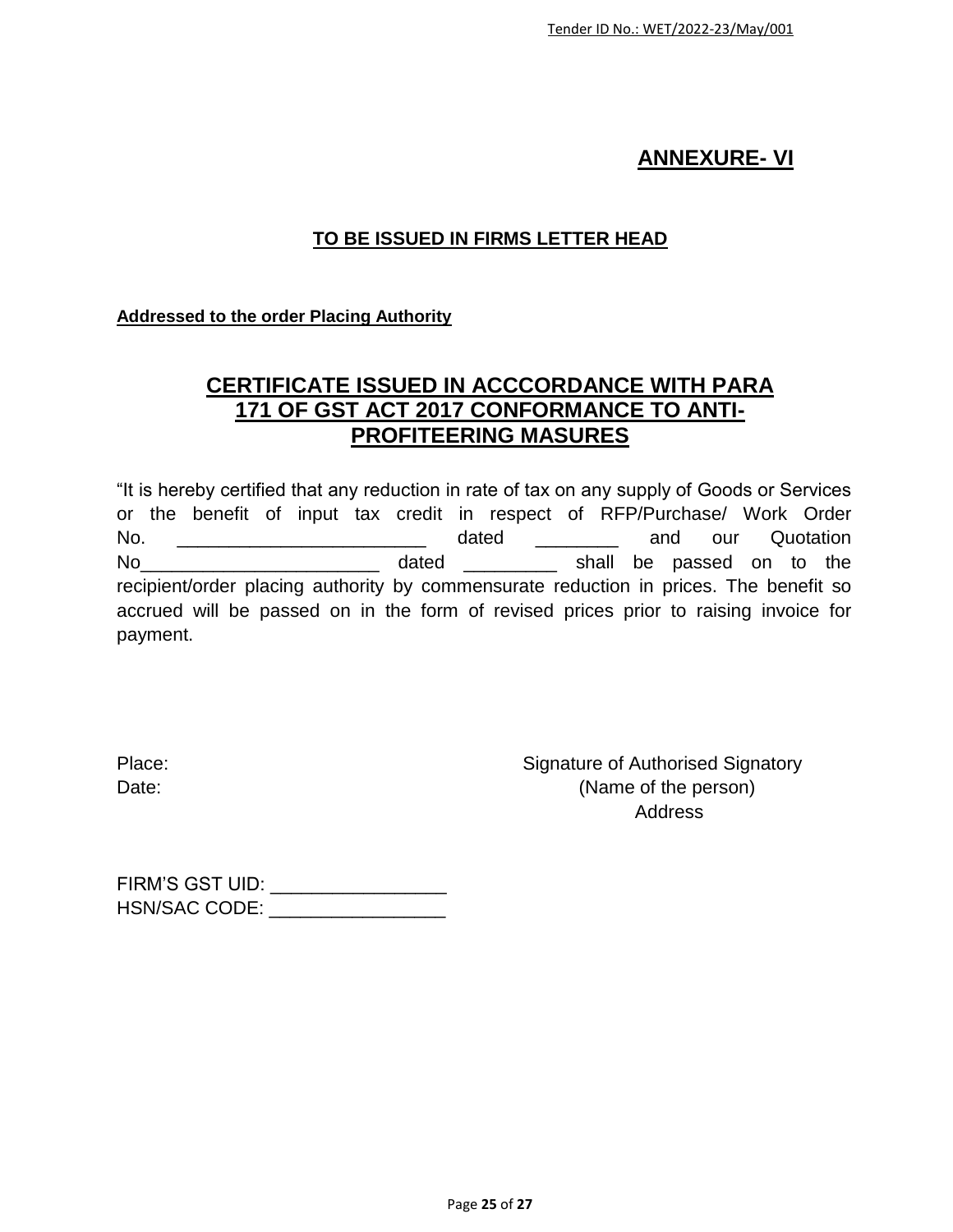## ANNEXURE- VI

**TO BE ISSUED IN FIRMS LETTER HEAD**

**Addressed to the order Placing Authority**

## CERTIFICATE ISSUED IN ACCCORDANCE WITH PARA 171 OF GST ACT 2017 CONFORMANCE TO ANTI-PROFITEERING MASURES

"It is hereby certified that any reduction in rate of tax on any supply of Goods or Services or the benefit of input tax credit in respect of RFP/Purchase/ Work Order No. ________________________ dated ________ and our Quotation No_______________________ dated _________ shall be passed on to the recipient/order placing authority by commensurate reduction in prices. The benefit so accrued will be passed on in the form of revised prices prior to raising invoice for payment.

Place:

Date:

Signature of Authorised Signatory
(Name of the person)
Address

FIRM'S GST UID: _________________
HSN/SAC CODE: _________________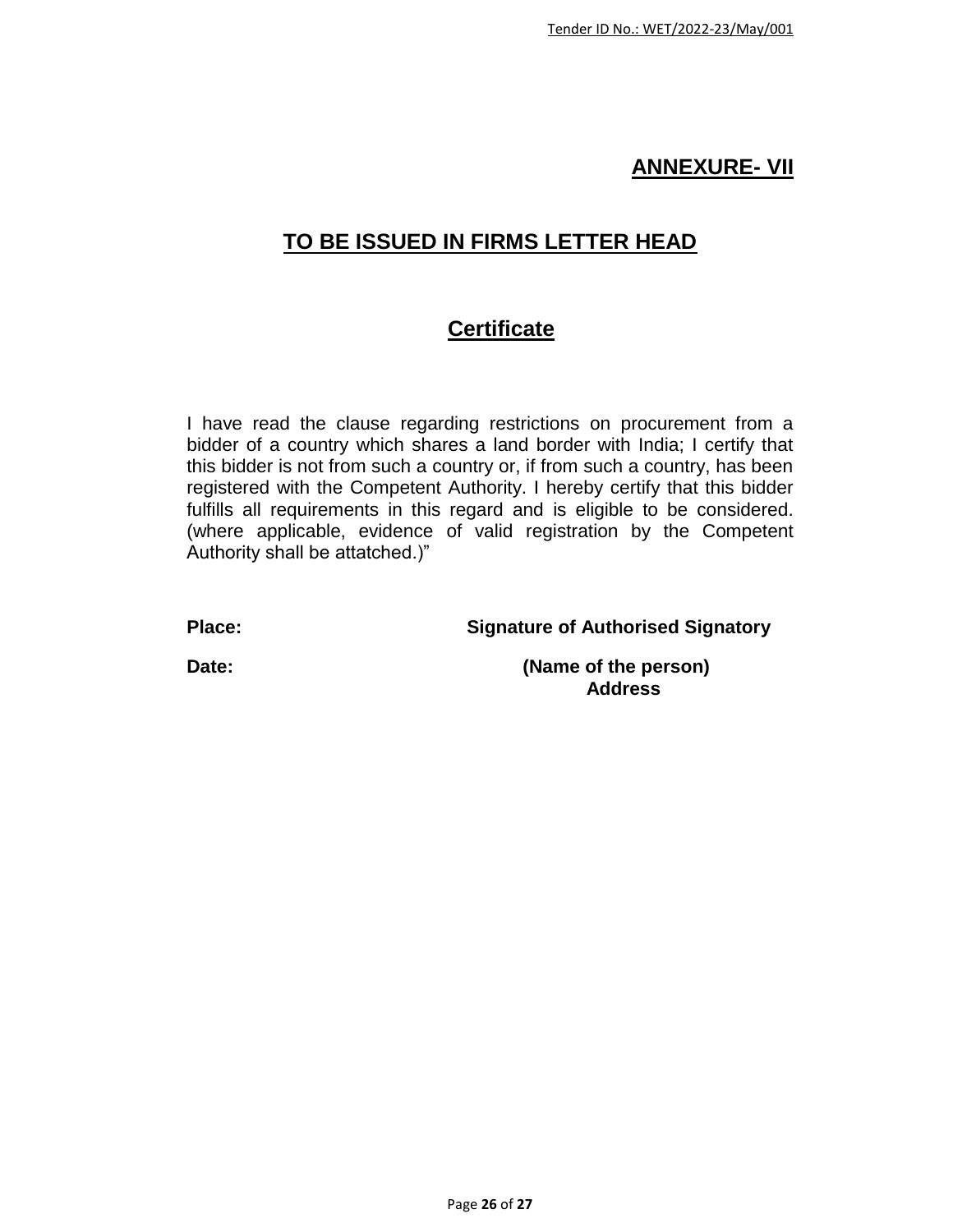## ANNEXURE- VII

## TO BE ISSUED IN FIRMS LETTER HEAD

## Certificate

I have read the clause regarding restrictions on procurement from a bidder of a country which shares a land border with India; I certify that this bidder is not from such a country or, if from such a country, has been registered with the Competent Authority. I hereby certify that this bidder fulfills all requirements in this regard and is eligible to be considered. (where applicable, evidence of valid registration by the Competent Authority shall be attatched.)"

**Place:** **Signature of Authorised Signatory**

**Date:** **(Name of the person)**
**Address**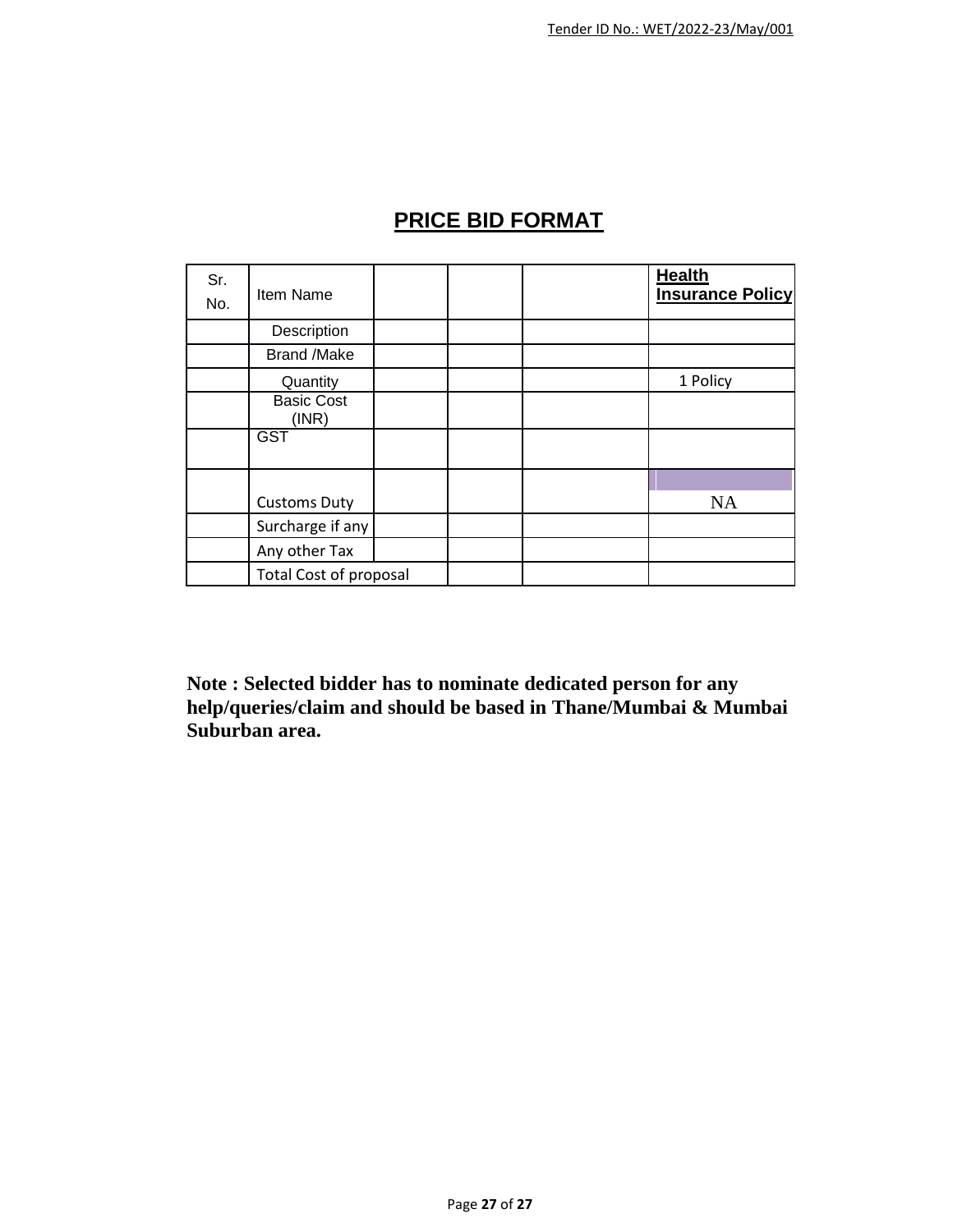## PRICE BID FORMAT

| Sr. No. | Item Name | | | | Health Insurance Policy |
|---|---|---|---|---|---|
| | Description | | | | |
| | Brand /Make | | | | |
| | Quantity | | | | 1 Policy |
| | Basic Cost (INR) | | | | |
| | GST | | | | |
| | Customs Duty | | | | NA |
| | Surcharge if any | | | | |
| | Any other Tax | | | | |
| | Total Cost of proposal | | | | |

**Note : Selected bidder has to nominate dedicated person for any help/queries/claim and should be based in Thane/Mumbai & Mumbai Suburban area.**